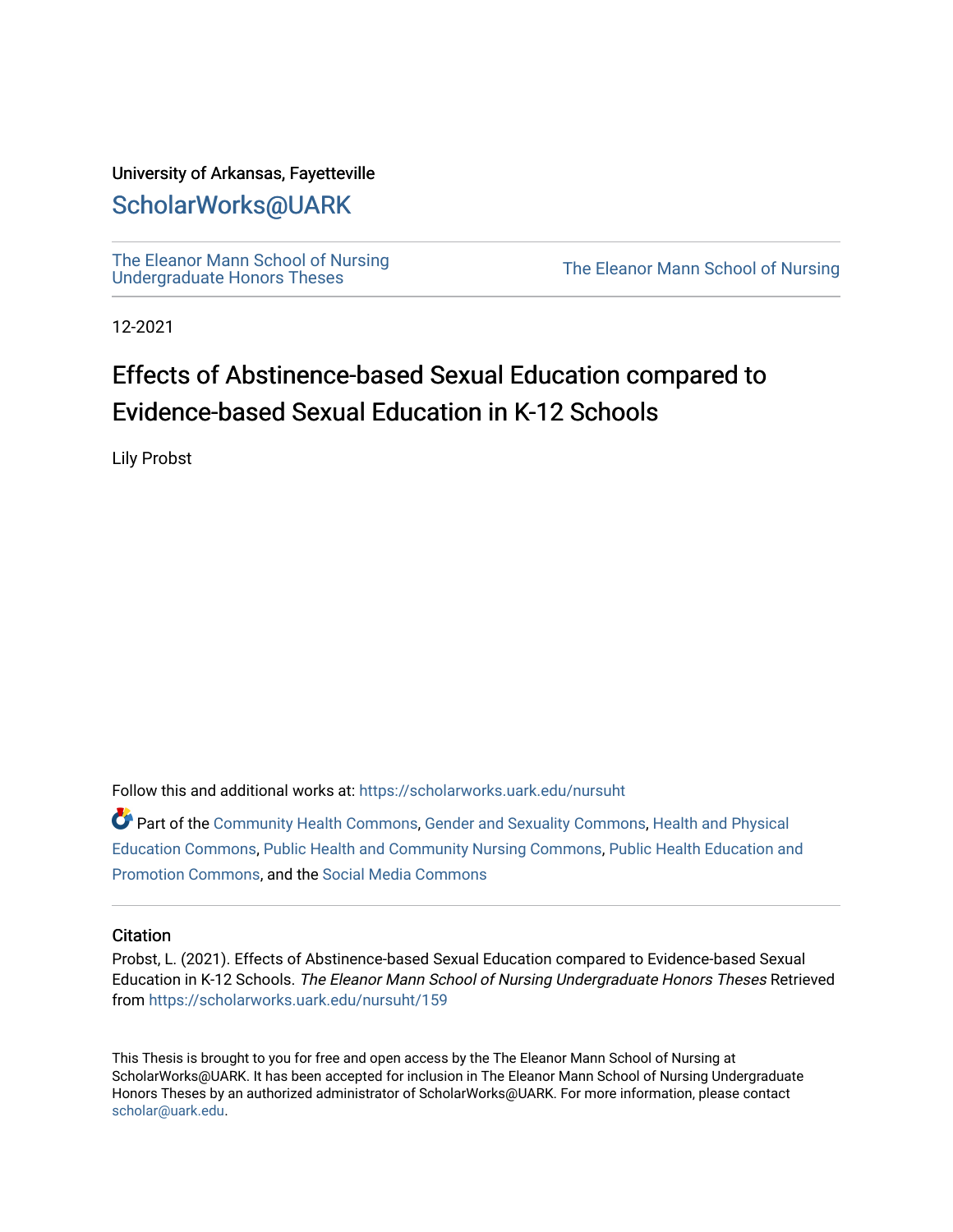University of Arkansas, Fayetteville

# ScholarWorks@UARK

The Eleanor Mann School of Nursing Undergraduate Honors Theses

The Eleanor Mann School of Nursing

12-2021

# Effects of Abstinence-based Sexual Education compared to Evidence-based Sexual Education in K-12 Schools

Lily Probst

Follow this and additional works at: https://scholarworks.uark.edu/nursuht

Part of the Community Health Commons, Gender and Sexuality Commons, Health and Physical Education Commons, Public Health and Community Nursing Commons, Public Health Education and Promotion Commons, and the Social Media Commons

## Citation

Probst, L. (2021). Effects of Abstinence-based Sexual Education compared to Evidence-based Sexual Education in K-12 Schools. *The Eleanor Mann School of Nursing Undergraduate Honors Theses* Retrieved from https://scholarworks.uark.edu/nursuht/159

This Thesis is brought to you for free and open access by the The Eleanor Mann School of Nursing at ScholarWorks@UARK. It has been accepted for inclusion in The Eleanor Mann School of Nursing Undergraduate Honors Theses by an authorized administrator of ScholarWorks@UARK. For more information, please contact scholar@uark.edu.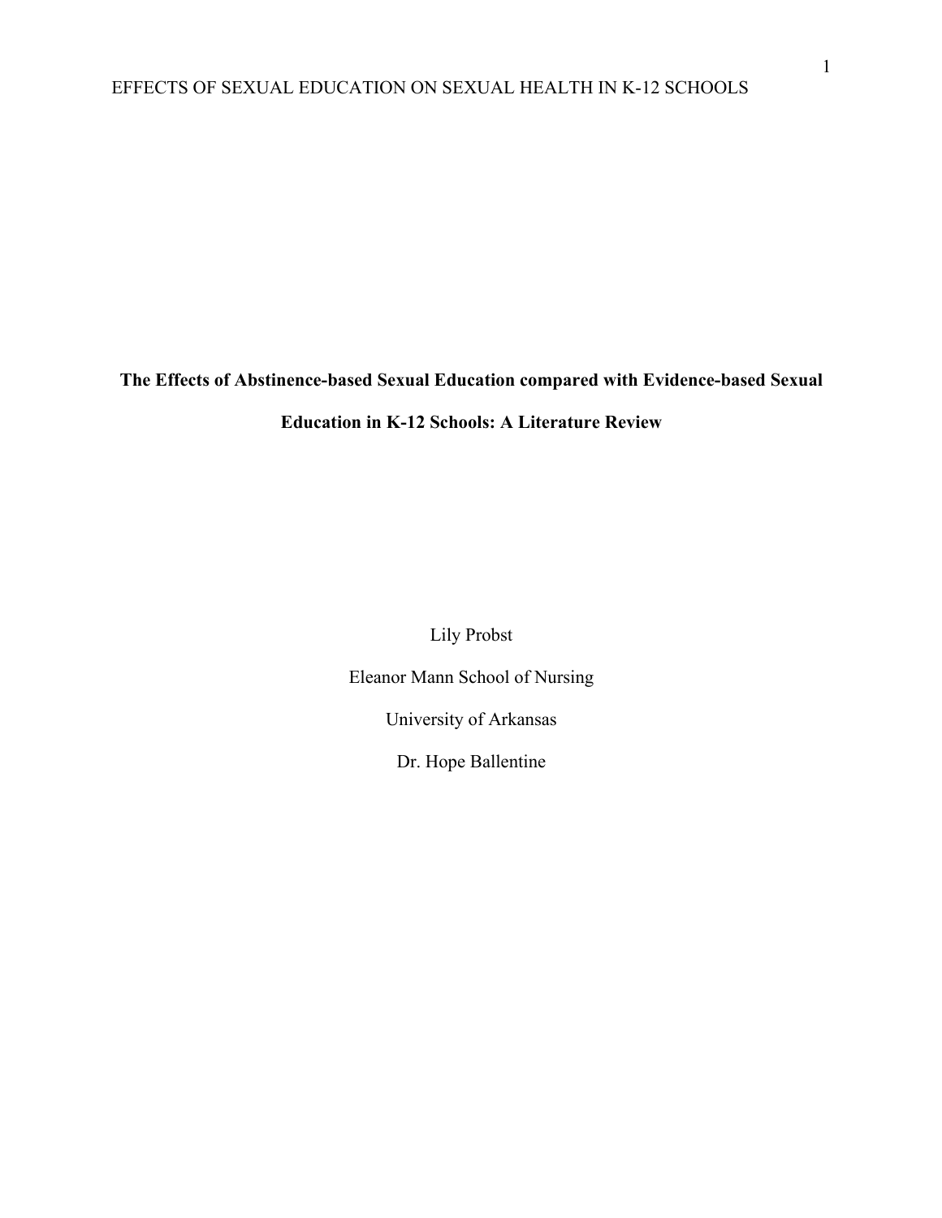**The Effects of Abstinence-based Sexual Education compared with Evidence-based Sexual Education in K-12 Schools: A Literature Review**

Lily Probst

Eleanor Mann School of Nursing

University of Arkansas

Dr. Hope Ballentine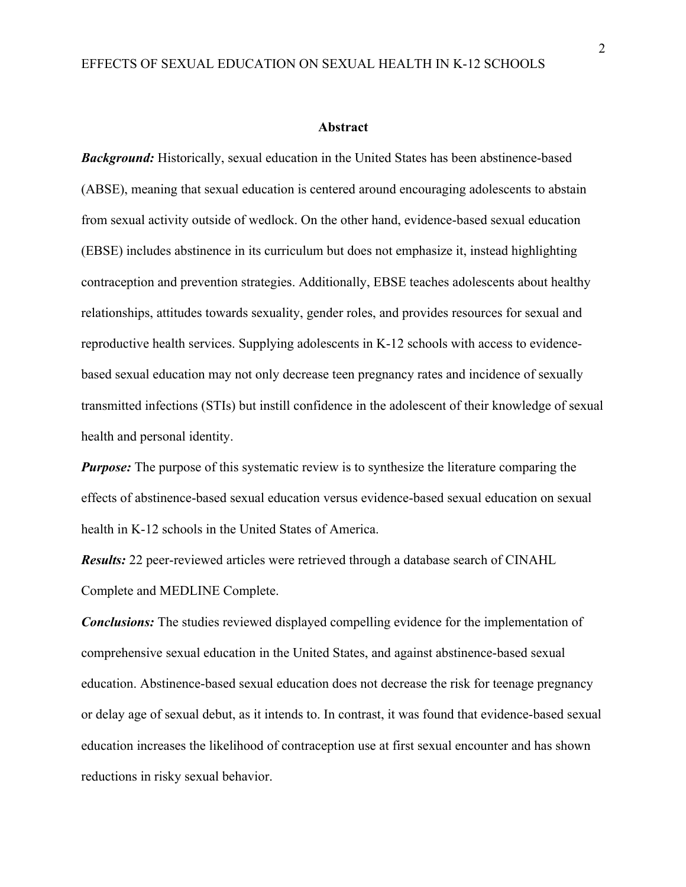## Abstract

***Background:*** Historically, sexual education in the United States has been abstinence-based (ABSE), meaning that sexual education is centered around encouraging adolescents to abstain from sexual activity outside of wedlock. On the other hand, evidence-based sexual education (EBSE) includes abstinence in its curriculum but does not emphasize it, instead highlighting contraception and prevention strategies. Additionally, EBSE teaches adolescents about healthy relationships, attitudes towards sexuality, gender roles, and provides resources for sexual and reproductive health services. Supplying adolescents in K-12 schools with access to evidence-based sexual education may not only decrease teen pregnancy rates and incidence of sexually transmitted infections (STIs) but instill confidence in the adolescent of their knowledge of sexual health and personal identity.

***Purpose:*** The purpose of this systematic review is to synthesize the literature comparing the effects of abstinence-based sexual education versus evidence-based sexual education on sexual health in K-12 schools in the United States of America.

***Results:*** 22 peer-reviewed articles were retrieved through a database search of CINAHL Complete and MEDLINE Complete.

***Conclusions:*** The studies reviewed displayed compelling evidence for the implementation of comprehensive sexual education in the United States, and against abstinence-based sexual education. Abstinence-based sexual education does not decrease the risk for teenage pregnancy or delay age of sexual debut, as it intends to. In contrast, it was found that evidence-based sexual education increases the likelihood of contraception use at first sexual encounter and has shown reductions in risky sexual behavior.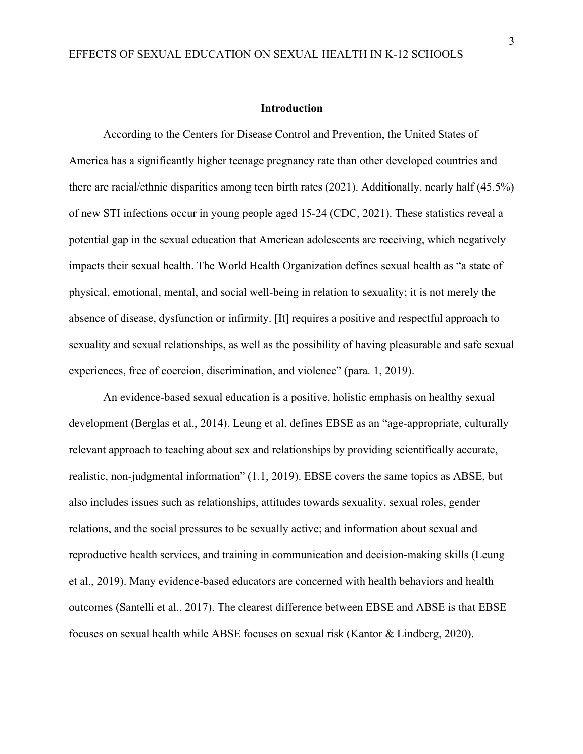## Introduction

According to the Centers for Disease Control and Prevention, the United States of America has a significantly higher teenage pregnancy rate than other developed countries and there are racial/ethnic disparities among teen birth rates (2021). Additionally, nearly half (45.5%) of new STI infections occur in young people aged 15-24 (CDC, 2021). These statistics reveal a potential gap in the sexual education that American adolescents are receiving, which negatively impacts their sexual health. The World Health Organization defines sexual health as "a state of physical, emotional, mental, and social well-being in relation to sexuality; it is not merely the absence of disease, dysfunction or infirmity. [It] requires a positive and respectful approach to sexuality and sexual relationships, as well as the possibility of having pleasurable and safe sexual experiences, free of coercion, discrimination, and violence" (para. 1, 2019).

An evidence-based sexual education is a positive, holistic emphasis on healthy sexual development (Berglas et al., 2014). Leung et al. defines EBSE as an "age-appropriate, culturally relevant approach to teaching about sex and relationships by providing scientifically accurate, realistic, non-judgmental information" (1.1, 2019). EBSE covers the same topics as ABSE, but also includes issues such as relationships, attitudes towards sexuality, sexual roles, gender relations, and the social pressures to be sexually active; and information about sexual and reproductive health services, and training in communication and decision-making skills (Leung et al., 2019). Many evidence-based educators are concerned with health behaviors and health outcomes (Santelli et al., 2017). The clearest difference between EBSE and ABSE is that EBSE focuses on sexual health while ABSE focuses on sexual risk (Kantor & Lindberg, 2020).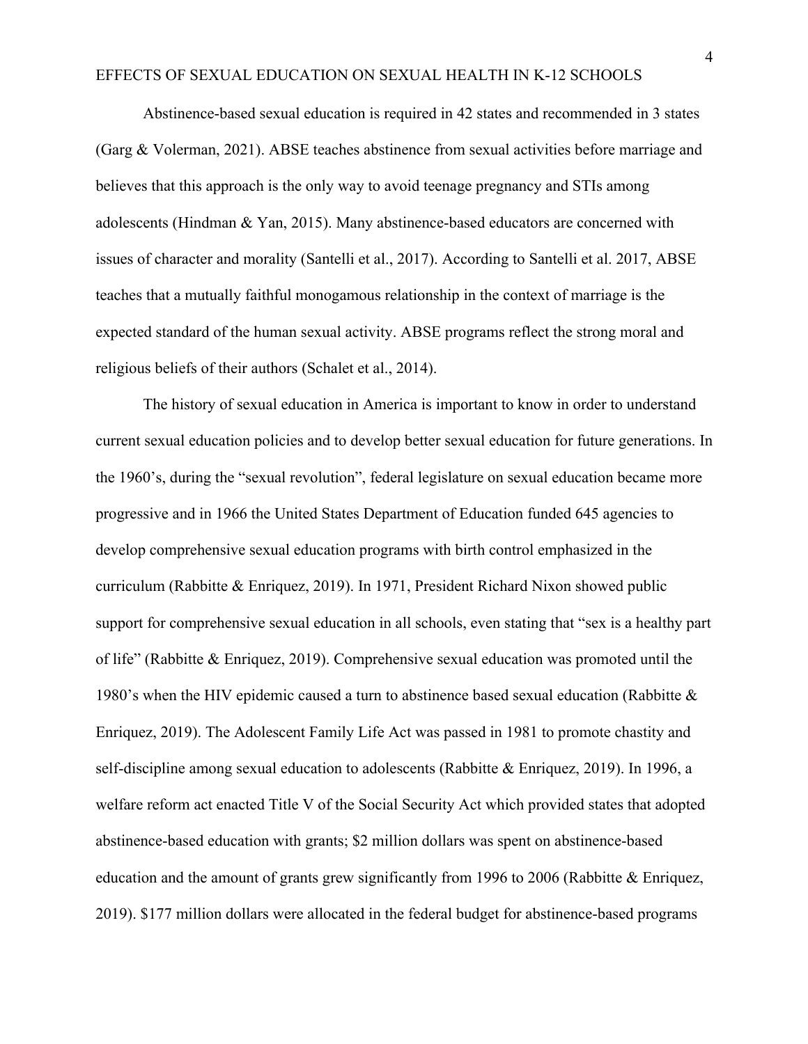Abstinence-based sexual education is required in 42 states and recommended in 3 states (Garg & Volerman, 2021). ABSE teaches abstinence from sexual activities before marriage and believes that this approach is the only way to avoid teenage pregnancy and STIs among adolescents (Hindman & Yan, 2015). Many abstinence-based educators are concerned with issues of character and morality (Santelli et al., 2017). According to Santelli et al. 2017, ABSE teaches that a mutually faithful monogamous relationship in the context of marriage is the expected standard of the human sexual activity. ABSE programs reflect the strong moral and religious beliefs of their authors (Schalet et al., 2014).

The history of sexual education in America is important to know in order to understand current sexual education policies and to develop better sexual education for future generations. In the 1960's, during the "sexual revolution", federal legislature on sexual education became more progressive and in 1966 the United States Department of Education funded 645 agencies to develop comprehensive sexual education programs with birth control emphasized in the curriculum (Rabbitte & Enriquez, 2019). In 1971, President Richard Nixon showed public support for comprehensive sexual education in all schools, even stating that "sex is a healthy part of life" (Rabbitte & Enriquez, 2019). Comprehensive sexual education was promoted until the 1980's when the HIV epidemic caused a turn to abstinence based sexual education (Rabbitte & Enriquez, 2019). The Adolescent Family Life Act was passed in 1981 to promote chastity and self-discipline among sexual education to adolescents (Rabbitte & Enriquez, 2019). In 1996, a welfare reform act enacted Title V of the Social Security Act which provided states that adopted abstinence-based education with grants; $2 million dollars was spent on abstinence-based education and the amount of grants grew significantly from 1996 to 2006 (Rabbitte & Enriquez, 2019). $177 million dollars were allocated in the federal budget for abstinence-based programs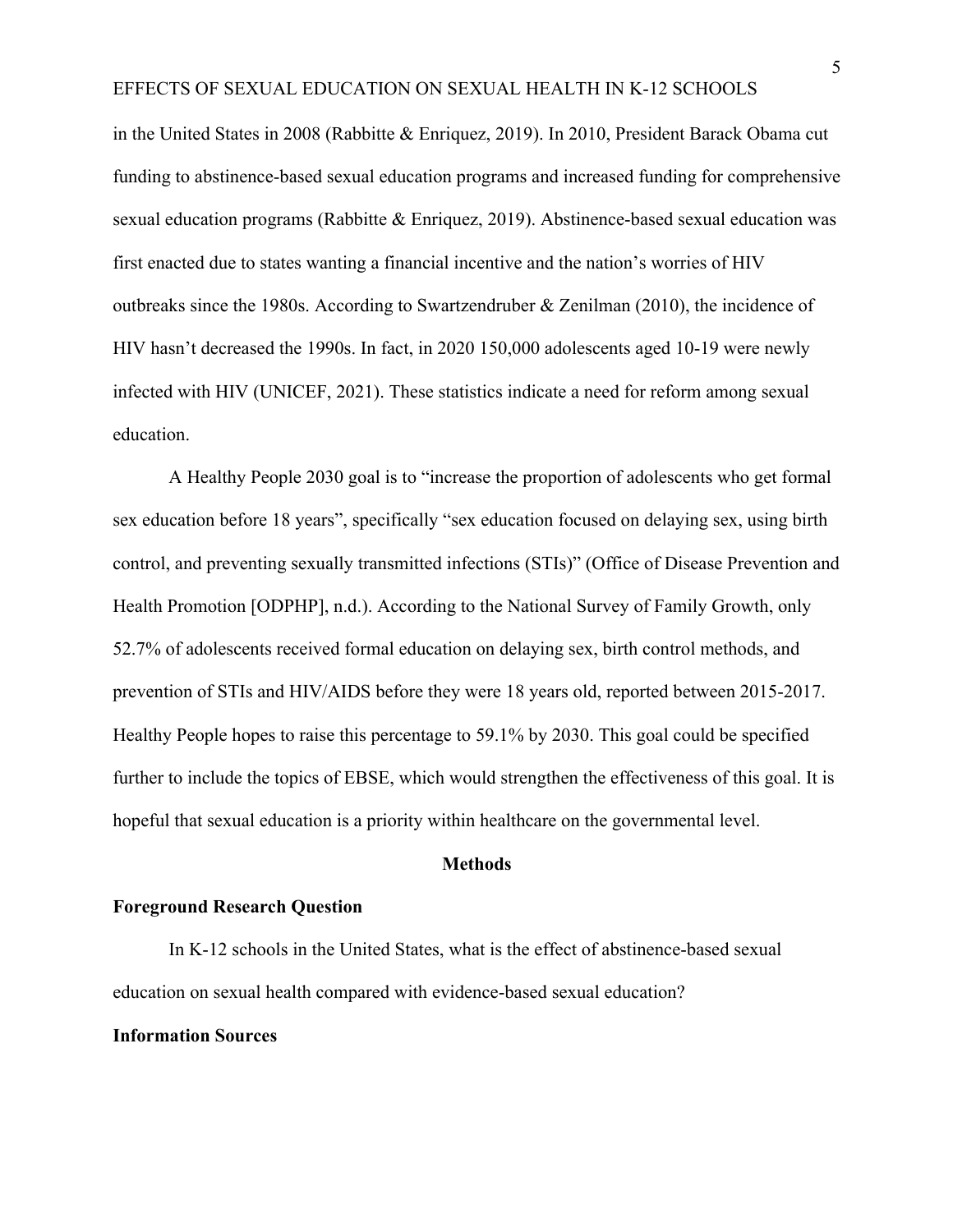in the United States in 2008 (Rabbitte & Enriquez, 2019). In 2010, President Barack Obama cut funding to abstinence-based sexual education programs and increased funding for comprehensive sexual education programs (Rabbitte & Enriquez, 2019). Abstinence-based sexual education was first enacted due to states wanting a financial incentive and the nation's worries of HIV outbreaks since the 1980s. According to Swartzendruber & Zenilman (2010), the incidence of HIV hasn't decreased the 1990s. In fact, in 2020 150,000 adolescents aged 10-19 were newly infected with HIV (UNICEF, 2021). These statistics indicate a need for reform among sexual education.

A Healthy People 2030 goal is to "increase the proportion of adolescents who get formal sex education before 18 years", specifically "sex education focused on delaying sex, using birth control, and preventing sexually transmitted infections (STIs)" (Office of Disease Prevention and Health Promotion [ODPHP], n.d.). According to the National Survey of Family Growth, only 52.7% of adolescents received formal education on delaying sex, birth control methods, and prevention of STIs and HIV/AIDS before they were 18 years old, reported between 2015-2017. Healthy People hopes to raise this percentage to 59.1% by 2030. This goal could be specified further to include the topics of EBSE, which would strengthen the effectiveness of this goal. It is hopeful that sexual education is a priority within healthcare on the governmental level.

## Methods

### Foreground Research Question

In K-12 schools in the United States, what is the effect of abstinence-based sexual education on sexual health compared with evidence-based sexual education?

### Information Sources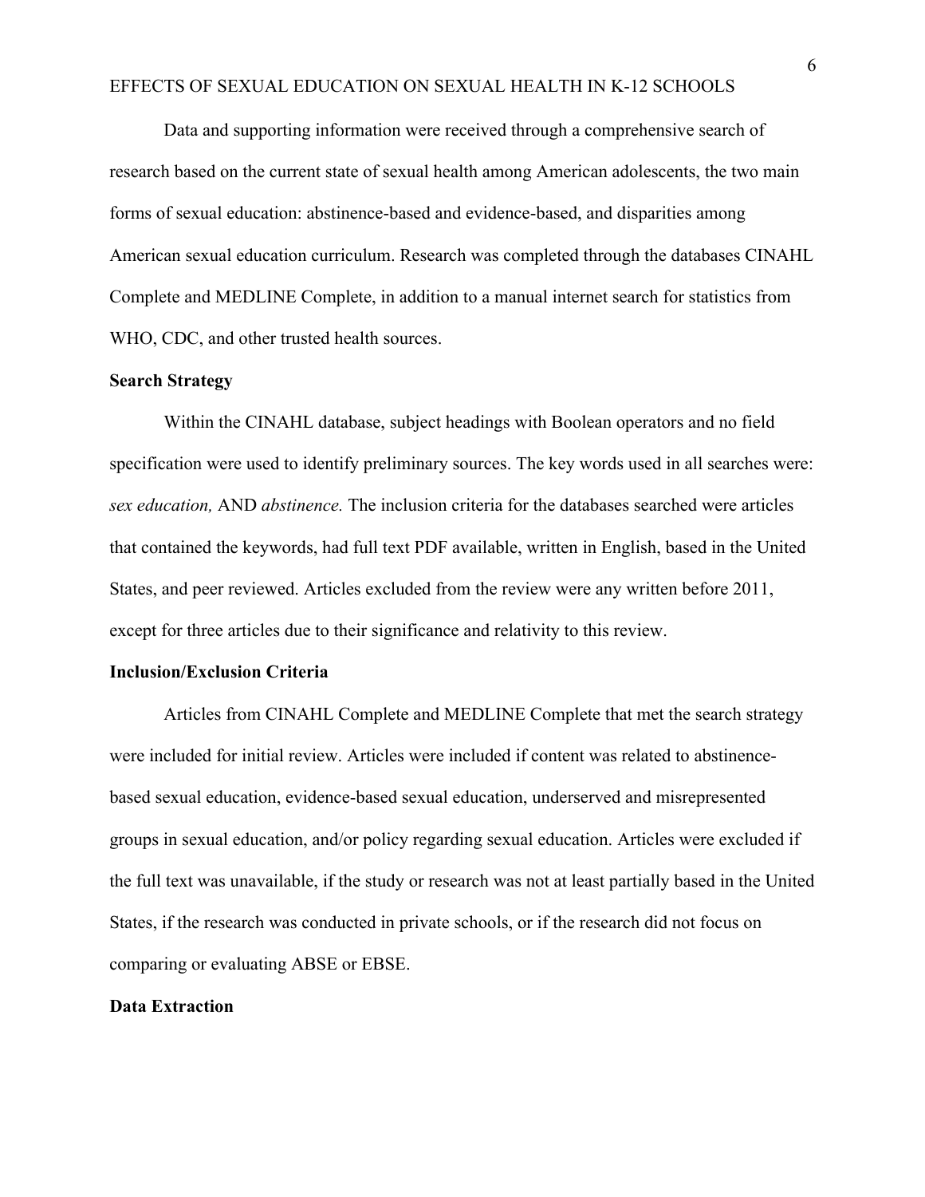Data and supporting information were received through a comprehensive search of research based on the current state of sexual health among American adolescents, the two main forms of sexual education: abstinence-based and evidence-based, and disparities among American sexual education curriculum. Research was completed through the databases CINAHL Complete and MEDLINE Complete, in addition to a manual internet search for statistics from WHO, CDC, and other trusted health sources.

**Search Strategy**

Within the CINAHL database, subject headings with Boolean operators and no field specification were used to identify preliminary sources. The key words used in all searches were: *sex education,* AND *abstinence.* The inclusion criteria for the databases searched were articles that contained the keywords, had full text PDF available, written in English, based in the United States, and peer reviewed. Articles excluded from the review were any written before 2011, except for three articles due to their significance and relativity to this review.

**Inclusion/Exclusion Criteria**

Articles from CINAHL Complete and MEDLINE Complete that met the search strategy were included for initial review. Articles were included if content was related to abstinence-based sexual education, evidence-based sexual education, underserved and misrepresented groups in sexual education, and/or policy regarding sexual education. Articles were excluded if the full text was unavailable, if the study or research was not at least partially based in the United States, if the research was conducted in private schools, or if the research did not focus on comparing or evaluating ABSE or EBSE.

**Data Extraction**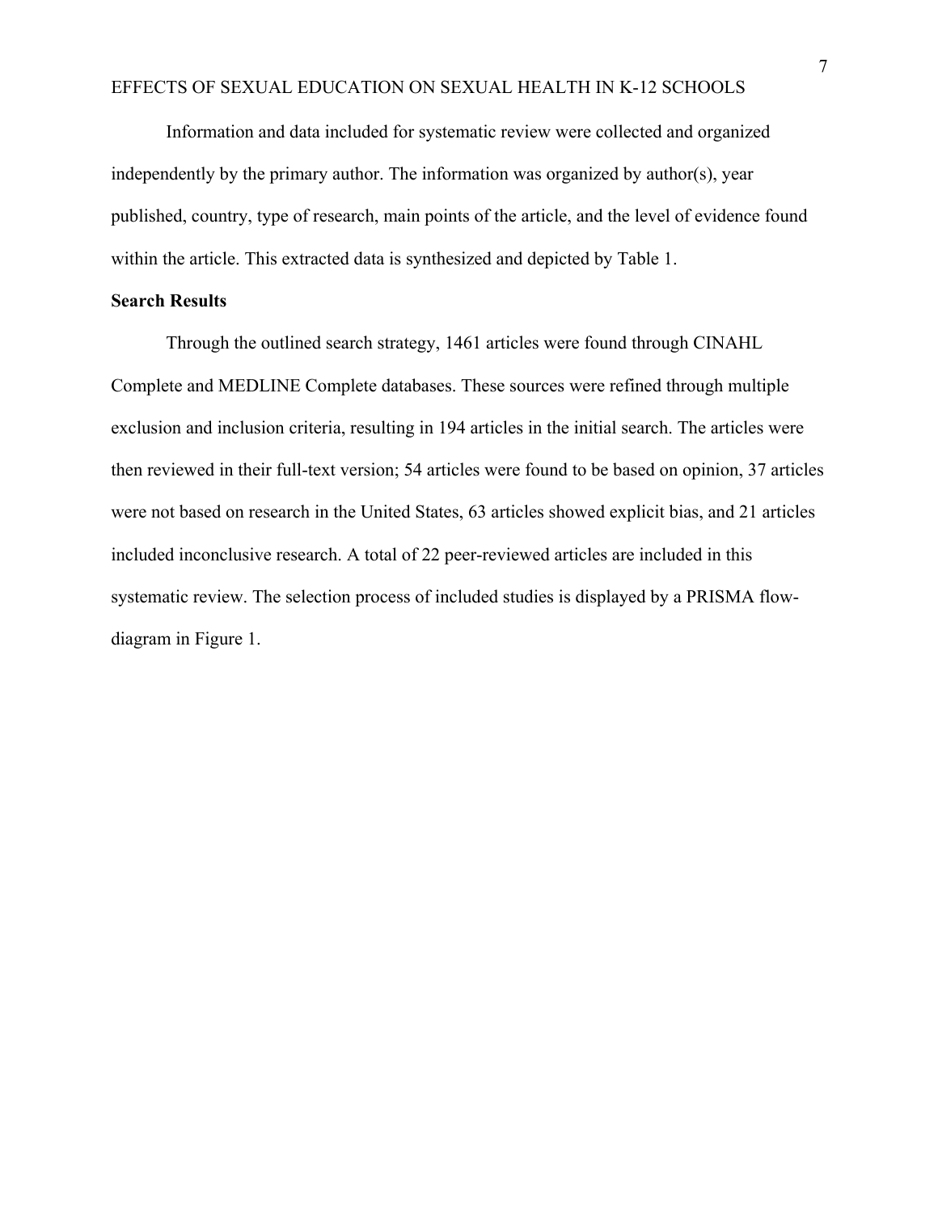Information and data included for systematic review were collected and organized independently by the primary author. The information was organized by author(s), year published, country, type of research, main points of the article, and the level of evidence found within the article. This extracted data is synthesized and depicted by Table 1.

**Search Results**

Through the outlined search strategy, 1461 articles were found through CINAHL Complete and MEDLINE Complete databases. These sources were refined through multiple exclusion and inclusion criteria, resulting in 194 articles in the initial search. The articles were then reviewed in their full-text version; 54 articles were found to be based on opinion, 37 articles were not based on research in the United States, 63 articles showed explicit bias, and 21 articles included inconclusive research. A total of 22 peer-reviewed articles are included in this systematic review. The selection process of included studies is displayed by a PRISMA flow-diagram in Figure 1.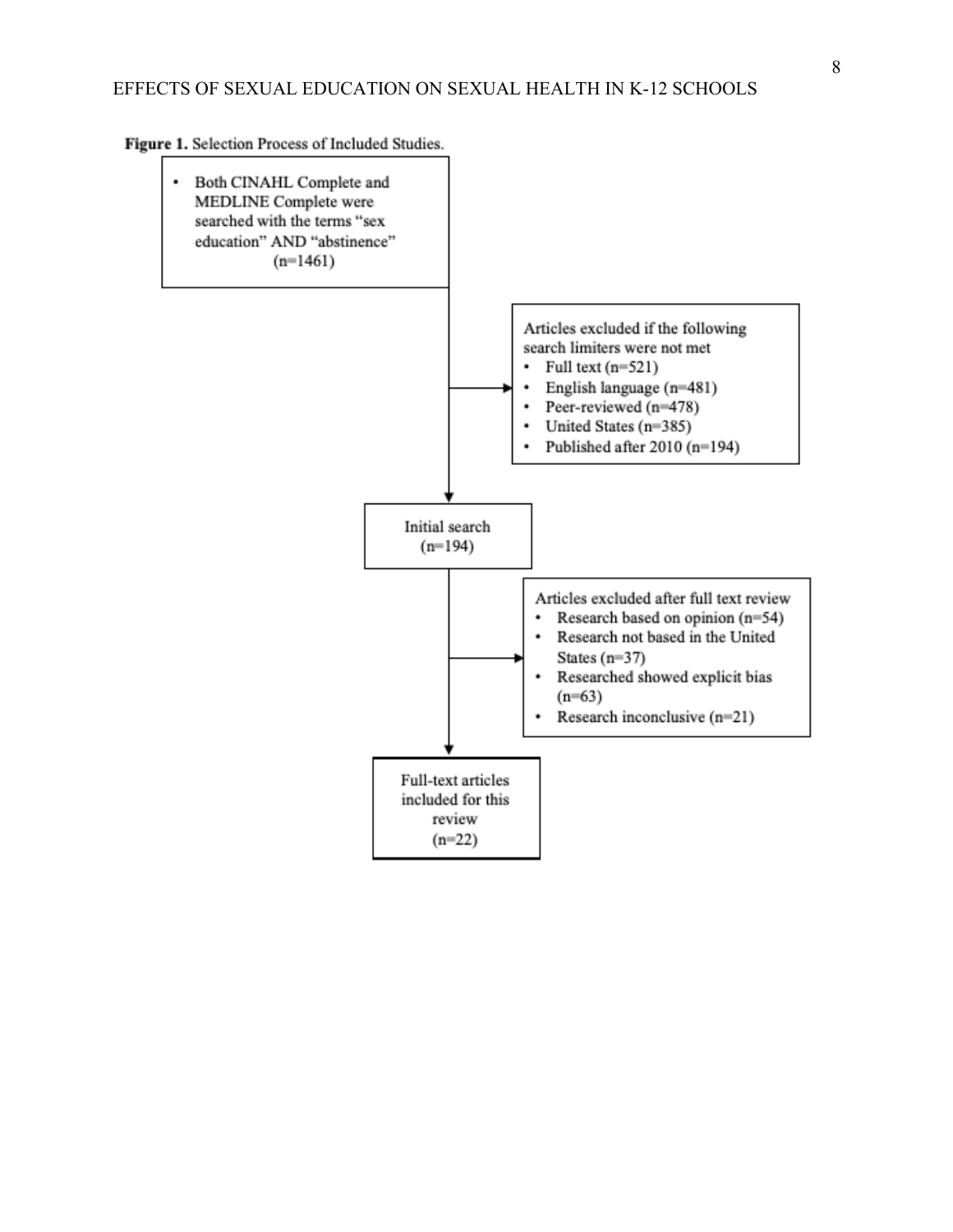**Figure 1.** Selection Process of Included Studies.

- Both CINAHL Complete and MEDLINE Complete were searched with the terms "sex education" AND "abstinence" (n=1461)

Articles excluded if the following search limiters were not met
- Full text (n=521)
- English language (n=481)
- Peer-reviewed (n=478)
- United States (n=385)
- Published after 2010 (n=194)

Initial search (n=194)

Articles excluded after full text review
- Research based on opinion (n=54)
- Research not based in the United States (n=37)
- Researched showed explicit bias (n=63)
- Research inconclusive (n=21)

Full-text articles included for this review (n=22)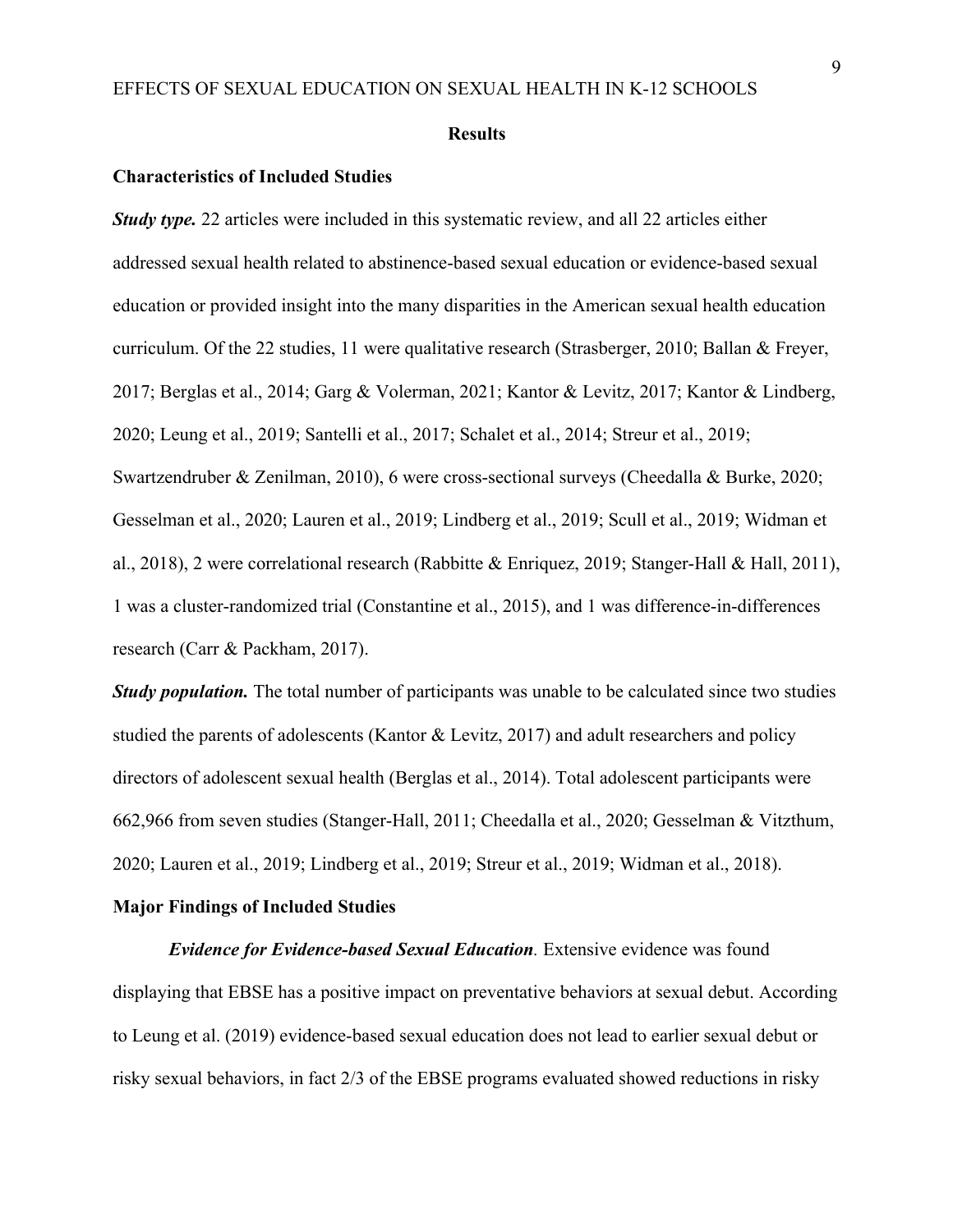## Results

### Characteristics of Included Studies

***Study type.*** 22 articles were included in this systematic review, and all 22 articles either addressed sexual health related to abstinence-based sexual education or evidence-based sexual education or provided insight into the many disparities in the American sexual health education curriculum. Of the 22 studies, 11 were qualitative research (Strasberger, 2010; Ballan & Freyer, 2017; Berglas et al., 2014; Garg & Volerman, 2021; Kantor & Levitz, 2017; Kantor & Lindberg, 2020; Leung et al., 2019; Santelli et al., 2017; Schalet et al., 2014; Streur et al., 2019; Swartzendruber & Zenilman, 2010), 6 were cross-sectional surveys (Cheedalla & Burke, 2020; Gesselman et al., 2020; Lauren et al., 2019; Lindberg et al., 2019; Scull et al., 2019; Widman et al., 2018), 2 were correlational research (Rabbitte & Enriquez, 2019; Stanger-Hall & Hall, 2011), 1 was a cluster-randomized trial (Constantine et al., 2015), and 1 was difference-in-differences research (Carr & Packham, 2017).

***Study population.*** The total number of participants was unable to be calculated since two studies studied the parents of adolescents (Kantor & Levitz, 2017) and adult researchers and policy directors of adolescent sexual health (Berglas et al., 2014). Total adolescent participants were 662,966 from seven studies (Stanger-Hall, 2011; Cheedalla et al., 2020; Gesselman & Vitzthum, 2020; Lauren et al., 2019; Lindberg et al., 2019; Streur et al., 2019; Widman et al., 2018).

### Major Findings of Included Studies

***Evidence for Evidence-based Sexual Education**.* Extensive evidence was found displaying that EBSE has a positive impact on preventative behaviors at sexual debut. According to Leung et al. (2019) evidence-based sexual education does not lead to earlier sexual debut or risky sexual behaviors, in fact 2/3 of the EBSE programs evaluated showed reductions in risky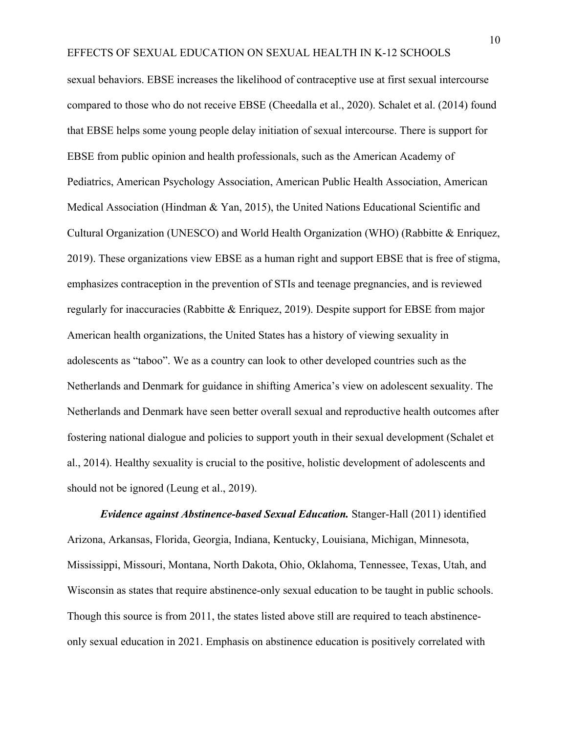sexual behaviors. EBSE increases the likelihood of contraceptive use at first sexual intercourse compared to those who do not receive EBSE (Cheedalla et al., 2020). Schalet et al. (2014) found that EBSE helps some young people delay initiation of sexual intercourse. There is support for EBSE from public opinion and health professionals, such as the American Academy of Pediatrics, American Psychology Association, American Public Health Association, American Medical Association (Hindman & Yan, 2015), the United Nations Educational Scientific and Cultural Organization (UNESCO) and World Health Organization (WHO) (Rabbitte & Enriquez, 2019). These organizations view EBSE as a human right and support EBSE that is free of stigma, emphasizes contraception in the prevention of STIs and teenage pregnancies, and is reviewed regularly for inaccuracies (Rabbitte & Enriquez, 2019). Despite support for EBSE from major American health organizations, the United States has a history of viewing sexuality in adolescents as "taboo". We as a country can look to other developed countries such as the Netherlands and Denmark for guidance in shifting America's view on adolescent sexuality. The Netherlands and Denmark have seen better overall sexual and reproductive health outcomes after fostering national dialogue and policies to support youth in their sexual development (Schalet et al., 2014). Healthy sexuality is crucial to the positive, holistic development of adolescents and should not be ignored (Leung et al., 2019).

***Evidence against Abstinence-based Sexual Education.*** Stanger-Hall (2011) identified Arizona, Arkansas, Florida, Georgia, Indiana, Kentucky, Louisiana, Michigan, Minnesota, Mississippi, Missouri, Montana, North Dakota, Ohio, Oklahoma, Tennessee, Texas, Utah, and Wisconsin as states that require abstinence-only sexual education to be taught in public schools. Though this source is from 2011, the states listed above still are required to teach abstinence-only sexual education in 2021. Emphasis on abstinence education is positively correlated with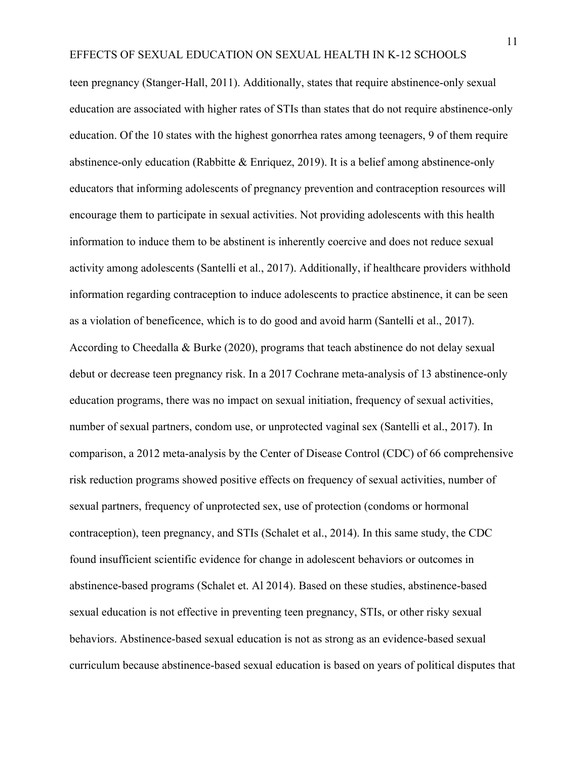teen pregnancy (Stanger-Hall, 2011). Additionally, states that require abstinence-only sexual education are associated with higher rates of STIs than states that do not require abstinence-only education. Of the 10 states with the highest gonorrhea rates among teenagers, 9 of them require abstinence-only education (Rabbitte & Enriquez, 2019). It is a belief among abstinence-only educators that informing adolescents of pregnancy prevention and contraception resources will encourage them to participate in sexual activities. Not providing adolescents with this health information to induce them to be abstinent is inherently coercive and does not reduce sexual activity among adolescents (Santelli et al., 2017). Additionally, if healthcare providers withhold information regarding contraception to induce adolescents to practice abstinence, it can be seen as a violation of beneficence, which is to do good and avoid harm (Santelli et al., 2017). According to Cheedalla & Burke (2020), programs that teach abstinence do not delay sexual debut or decrease teen pregnancy risk. In a 2017 Cochrane meta-analysis of 13 abstinence-only education programs, there was no impact on sexual initiation, frequency of sexual activities, number of sexual partners, condom use, or unprotected vaginal sex (Santelli et al., 2017). In comparison, a 2012 meta-analysis by the Center of Disease Control (CDC) of 66 comprehensive risk reduction programs showed positive effects on frequency of sexual activities, number of sexual partners, frequency of unprotected sex, use of protection (condoms or hormonal contraception), teen pregnancy, and STIs (Schalet et al., 2014). In this same study, the CDC found insufficient scientific evidence for change in adolescent behaviors or outcomes in abstinence-based programs (Schalet et. Al 2014). Based on these studies, abstinence-based sexual education is not effective in preventing teen pregnancy, STIs, or other risky sexual behaviors. Abstinence-based sexual education is not as strong as an evidence-based sexual curriculum because abstinence-based sexual education is based on years of political disputes that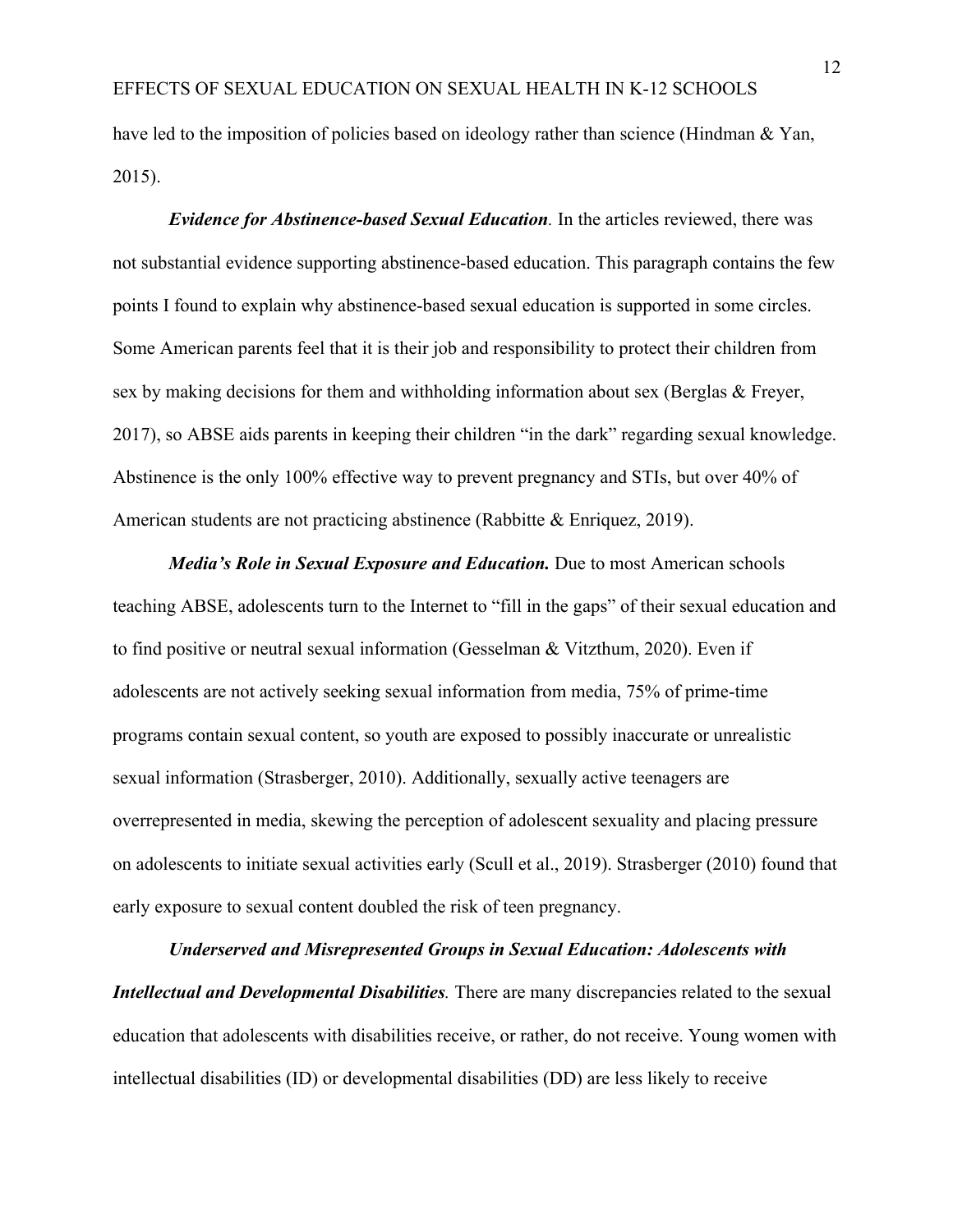have led to the imposition of policies based on ideology rather than science (Hindman & Yan, 2015).

***Evidence for Abstinence-based Sexual Education***. In the articles reviewed, there was not substantial evidence supporting abstinence-based education. This paragraph contains the few points I found to explain why abstinence-based sexual education is supported in some circles. Some American parents feel that it is their job and responsibility to protect their children from sex by making decisions for them and withholding information about sex (Berglas & Freyer, 2017), so ABSE aids parents in keeping their children "in the dark" regarding sexual knowledge. Abstinence is the only 100% effective way to prevent pregnancy and STIs, but over 40% of American students are not practicing abstinence (Rabbitte & Enriquez, 2019).

***Media's Role in Sexual Exposure and Education.*** Due to most American schools teaching ABSE, adolescents turn to the Internet to "fill in the gaps" of their sexual education and to find positive or neutral sexual information (Gesselman & Vitzthum, 2020). Even if adolescents are not actively seeking sexual information from media, 75% of prime-time programs contain sexual content, so youth are exposed to possibly inaccurate or unrealistic sexual information (Strasberger, 2010). Additionally, sexually active teenagers are overrepresented in media, skewing the perception of adolescent sexuality and placing pressure on adolescents to initiate sexual activities early (Scull et al., 2019). Strasberger (2010) found that early exposure to sexual content doubled the risk of teen pregnancy.

***Underserved and Misrepresented Groups in Sexual Education: Adolescents with Intellectual and Developmental Disabilities***. There are many discrepancies related to the sexual education that adolescents with disabilities receive, or rather, do not receive. Young women with intellectual disabilities (ID) or developmental disabilities (DD) are less likely to receive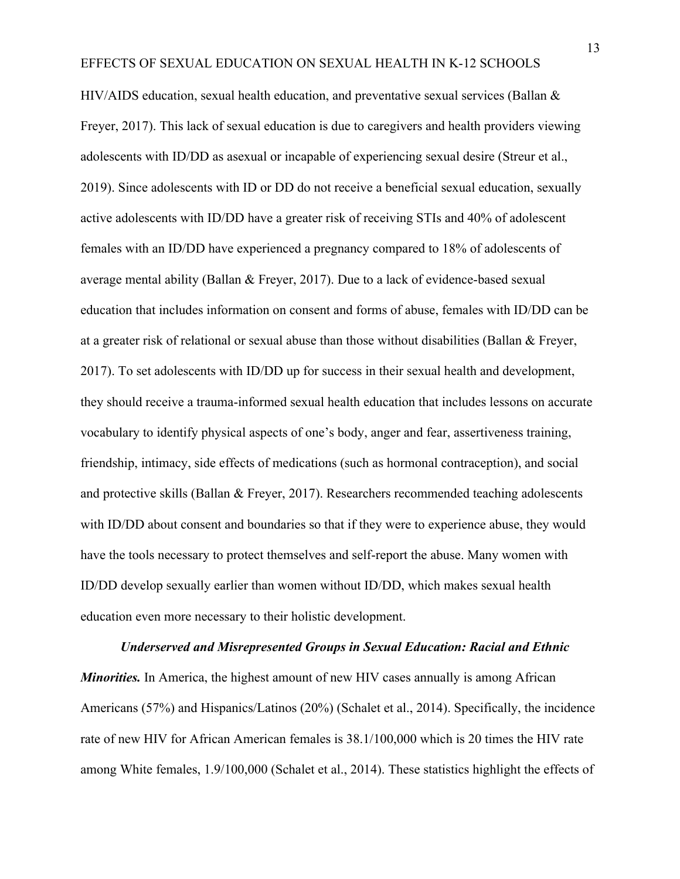HIV/AIDS education, sexual health education, and preventative sexual services (Ballan & Freyer, 2017). This lack of sexual education is due to caregivers and health providers viewing adolescents with ID/DD as asexual or incapable of experiencing sexual desire (Streur et al., 2019). Since adolescents with ID or DD do not receive a beneficial sexual education, sexually active adolescents with ID/DD have a greater risk of receiving STIs and 40% of adolescent females with an ID/DD have experienced a pregnancy compared to 18% of adolescents of average mental ability (Ballan & Freyer, 2017). Due to a lack of evidence-based sexual education that includes information on consent and forms of abuse, females with ID/DD can be at a greater risk of relational or sexual abuse than those without disabilities (Ballan & Freyer, 2017). To set adolescents with ID/DD up for success in their sexual health and development, they should receive a trauma-informed sexual health education that includes lessons on accurate vocabulary to identify physical aspects of one's body, anger and fear, assertiveness training, friendship, intimacy, side effects of medications (such as hormonal contraception), and social and protective skills (Ballan & Freyer, 2017). Researchers recommended teaching adolescents with ID/DD about consent and boundaries so that if they were to experience abuse, they would have the tools necessary to protect themselves and self-report the abuse. Many women with ID/DD develop sexually earlier than women without ID/DD, which makes sexual health education even more necessary to their holistic development.

***Underserved and Misrepresented Groups in Sexual Education: Racial and Ethnic Minorities.*** In America, the highest amount of new HIV cases annually is among African Americans (57%) and Hispanics/Latinos (20%) (Schalet et al., 2014). Specifically, the incidence rate of new HIV for African American females is 38.1/100,000 which is 20 times the HIV rate among White females, 1.9/100,000 (Schalet et al., 2014). These statistics highlight the effects of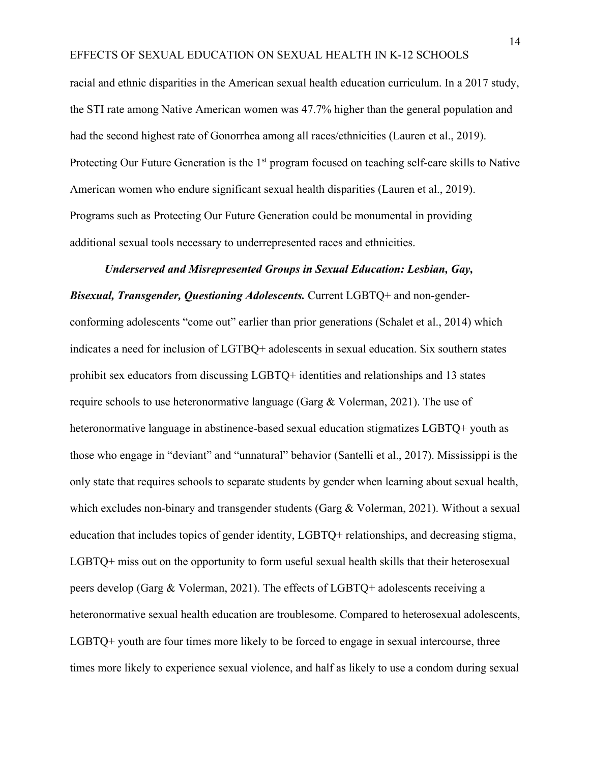racial and ethnic disparities in the American sexual health education curriculum. In a 2017 study, the STI rate among Native American women was 47.7% higher than the general population and had the second highest rate of Gonorrhea among all races/ethnicities (Lauren et al., 2019). Protecting Our Future Generation is the 1st program focused on teaching self-care skills to Native American women who endure significant sexual health disparities (Lauren et al., 2019). Programs such as Protecting Our Future Generation could be monumental in providing additional sexual tools necessary to underrepresented races and ethnicities.

***Underserved and Misrepresented Groups in Sexual Education: Lesbian, Gay, Bisexual, Transgender, Questioning Adolescents.*** Current LGBTQ+ and non-gender-conforming adolescents "come out" earlier than prior generations (Schalet et al., 2014) which indicates a need for inclusion of LGTBQ+ adolescents in sexual education. Six southern states prohibit sex educators from discussing LGBTQ+ identities and relationships and 13 states require schools to use heteronormative language (Garg & Volerman, 2021). The use of heteronormative language in abstinence-based sexual education stigmatizes LGBTQ+ youth as those who engage in "deviant" and "unnatural" behavior (Santelli et al., 2017). Mississippi is the only state that requires schools to separate students by gender when learning about sexual health, which excludes non-binary and transgender students (Garg & Volerman, 2021). Without a sexual education that includes topics of gender identity, LGBTQ+ relationships, and decreasing stigma, LGBTQ+ miss out on the opportunity to form useful sexual health skills that their heterosexual peers develop (Garg & Volerman, 2021). The effects of LGBTQ+ adolescents receiving a heteronormative sexual health education are troublesome. Compared to heterosexual adolescents, LGBTQ+ youth are four times more likely to be forced to engage in sexual intercourse, three times more likely to experience sexual violence, and half as likely to use a condom during sexual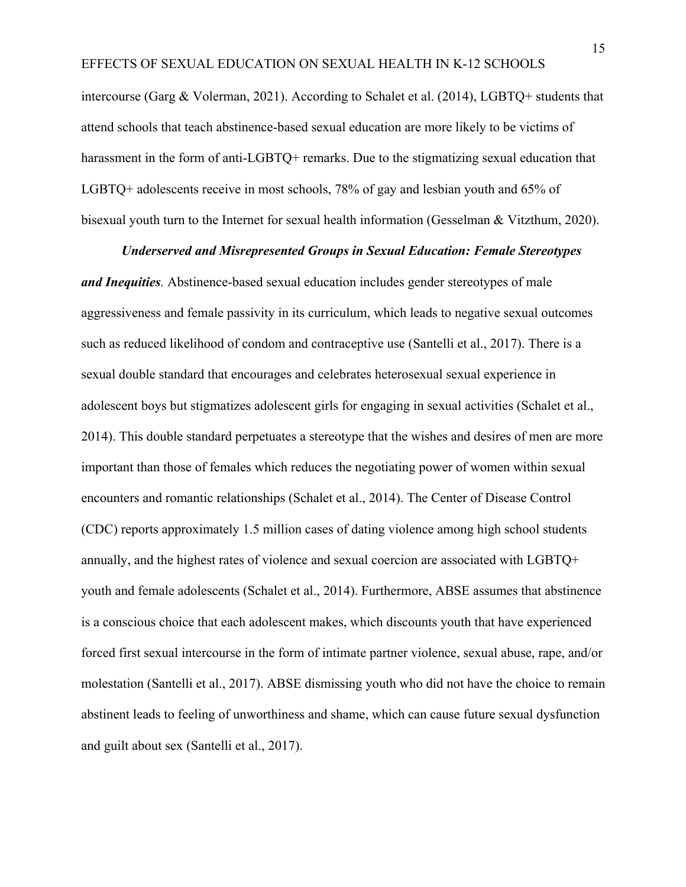intercourse (Garg & Volerman, 2021). According to Schalet et al. (2014), LGBTQ+ students that attend schools that teach abstinence-based sexual education are more likely to be victims of harassment in the form of anti-LGBTQ+ remarks. Due to the stigmatizing sexual education that LGBTQ+ adolescents receive in most schools, 78% of gay and lesbian youth and 65% of bisexual youth turn to the Internet for sexual health information (Gesselman & Vitzthum, 2020).

***Underserved and Misrepresented Groups in Sexual Education: Female Stereotypes and Inequities****.* Abstinence-based sexual education includes gender stereotypes of male aggressiveness and female passivity in its curriculum, which leads to negative sexual outcomes such as reduced likelihood of condom and contraceptive use (Santelli et al., 2017). There is a sexual double standard that encourages and celebrates heterosexual sexual experience in adolescent boys but stigmatizes adolescent girls for engaging in sexual activities (Schalet et al., 2014). This double standard perpetuates a stereotype that the wishes and desires of men are more important than those of females which reduces the negotiating power of women within sexual encounters and romantic relationships (Schalet et al., 2014). The Center of Disease Control (CDC) reports approximately 1.5 million cases of dating violence among high school students annually, and the highest rates of violence and sexual coercion are associated with LGBTQ+ youth and female adolescents (Schalet et al., 2014). Furthermore, ABSE assumes that abstinence is a conscious choice that each adolescent makes, which discounts youth that have experienced forced first sexual intercourse in the form of intimate partner violence, sexual abuse, rape, and/or molestation (Santelli et al., 2017). ABSE dismissing youth who did not have the choice to remain abstinent leads to feeling of unworthiness and shame, which can cause future sexual dysfunction and guilt about sex (Santelli et al., 2017).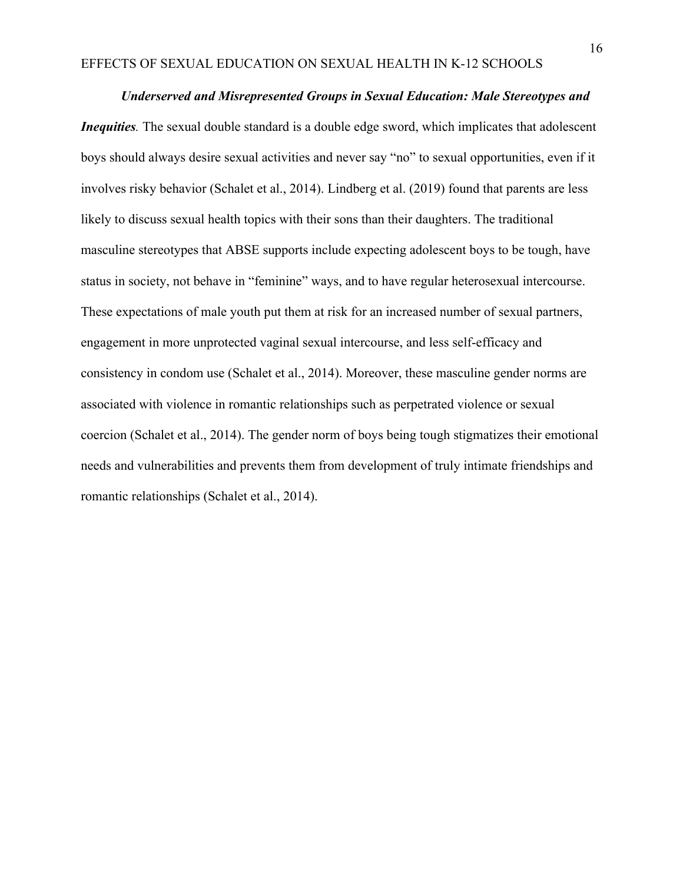***Underserved and Misrepresented Groups in Sexual Education: Male Stereotypes and Inequities*.** The sexual double standard is a double edge sword, which implicates that adolescent boys should always desire sexual activities and never say "no" to sexual opportunities, even if it involves risky behavior (Schalet et al., 2014). Lindberg et al. (2019) found that parents are less likely to discuss sexual health topics with their sons than their daughters. The traditional masculine stereotypes that ABSE supports include expecting adolescent boys to be tough, have status in society, not behave in "feminine" ways, and to have regular heterosexual intercourse. These expectations of male youth put them at risk for an increased number of sexual partners, engagement in more unprotected vaginal sexual intercourse, and less self-efficacy and consistency in condom use (Schalet et al., 2014). Moreover, these masculine gender norms are associated with violence in romantic relationships such as perpetrated violence or sexual coercion (Schalet et al., 2014). The gender norm of boys being tough stigmatizes their emotional needs and vulnerabilities and prevents them from development of truly intimate friendships and romantic relationships (Schalet et al., 2014).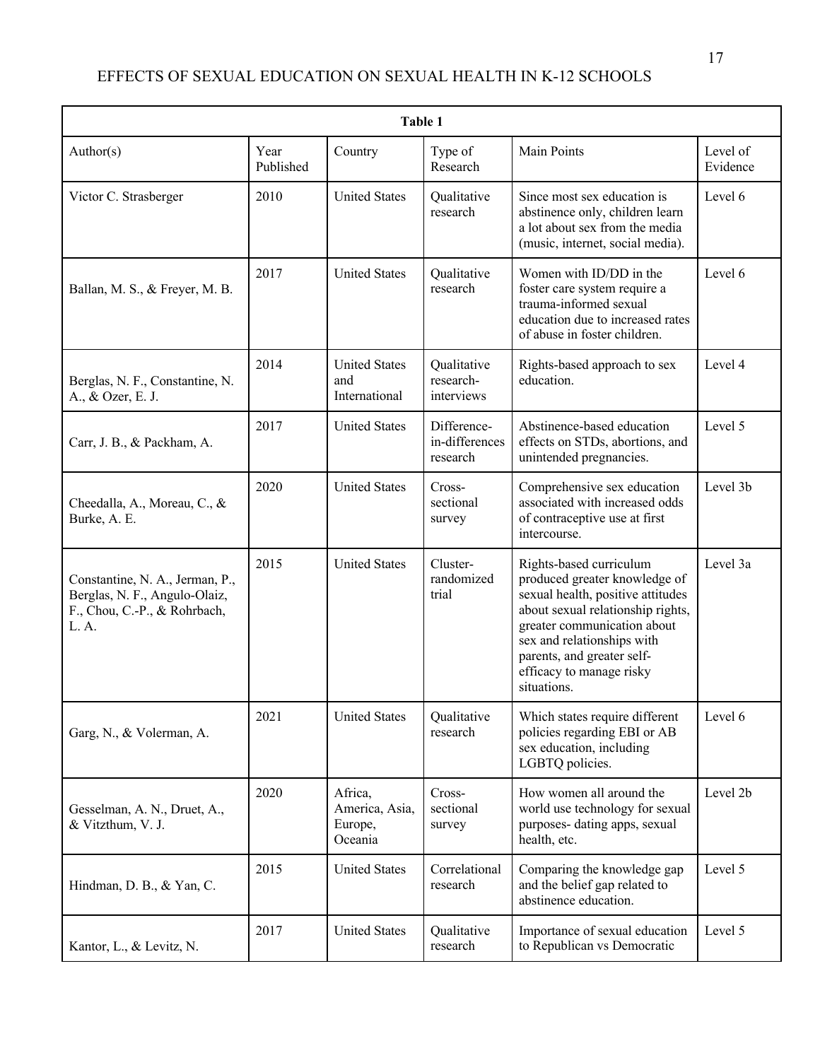**Table 1**

| Author(s) | Year Published | Country | Type of Research | Main Points | Level of Evidence |
|---|---|---|---|---|---|
| Victor C. Strasberger | 2010 | United States | Qualitative research | Since most sex education is abstinence only, children learn a lot about sex from the media (music, internet, social media). | Level 6 |
| Ballan, M. S., & Freyer, M. B. | 2017 | United States | Qualitative research | Women with ID/DD in the foster care system require a trauma-informed sexual education due to increased rates of abuse in foster children. | Level 6 |
| Berglas, N. F., Constantine, N. A., & Ozer, E. J. | 2014 | United States and International | Qualitative research- interviews | Rights-based approach to sex education. | Level 4 |
| Carr, J. B., & Packham, A. | 2017 | United States | Difference-in-differences research | Abstinence-based education effects on STDs, abortions, and unintended pregnancies. | Level 5 |
| Cheedalla, A., Moreau, C., & Burke, A. E. | 2020 | United States | Cross-sectional survey | Comprehensive sex education associated with increased odds of contraceptive use at first intercourse. | Level 3b |
| Constantine, N. A., Jerman, P., Berglas, N. F., Angulo-Olaiz, F., Chou, C.-P., & Rohrbach, L. A. | 2015 | United States | Cluster-randomized trial | Rights-based curriculum produced greater knowledge of sexual health, positive attitudes about sexual relationship rights, greater communication about sex and relationships with parents, and greater self-efficacy to manage risky situations. | Level 3a |
| Garg, N., & Volerman, A. | 2021 | United States | Qualitative research | Which states require different policies regarding EBI or AB sex education, including LGBTQ policies. | Level 6 |
| Gesselman, A. N., Druet, A., & Vitzthum, V. J. | 2020 | Africa, America, Asia, Europe, Oceania | Cross-sectional survey | How women all around the world use technology for sexual purposes- dating apps, sexual health, etc. | Level 2b |
| Hindman, D. B., & Yan, C. | 2015 | United States | Correlational research | Comparing the knowledge gap and the belief gap related to abstinence education. | Level 5 |
| Kantor, L., & Levitz, N. | 2017 | United States | Qualitative research | Importance of sexual education to Republican vs Democratic | Level 5 |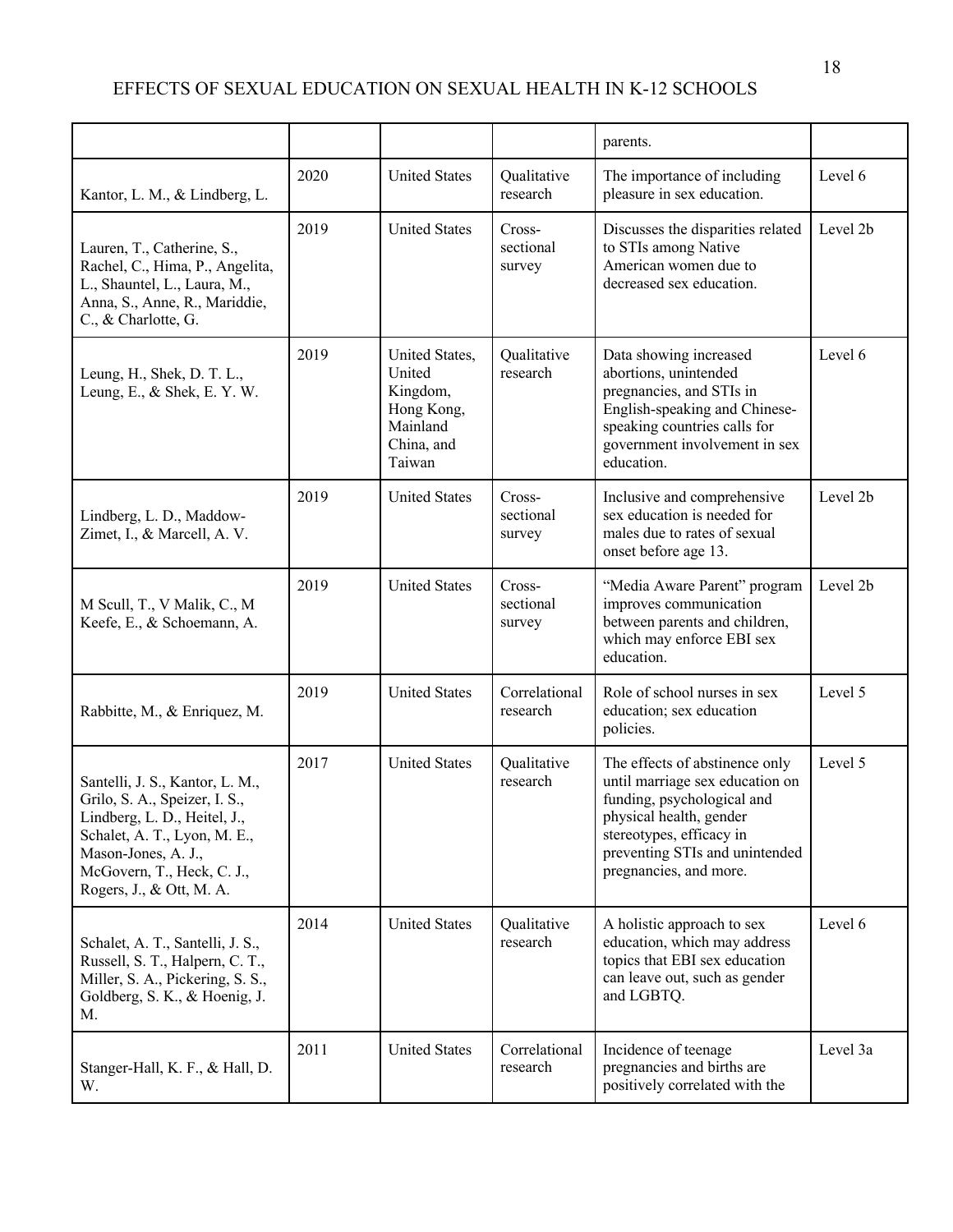| | | | | parents. | |
|---|---|---|---|---|---|
| Kantor, L. M., & Lindberg, L. | 2020 | United States | Qualitative research | The importance of including pleasure in sex education. | Level 6 |
| Lauren, T., Catherine, S., Rachel, C., Hima, P., Angelita, L., Shauntel, L., Laura, M., Anna, S., Anne, R., Mariddie, C., & Charlotte, G. | 2019 | United States | Cross-sectional survey | Discusses the disparities related to STIs among Native American women due to decreased sex education. | Level 2b |
| Leung, H., Shek, D. T. L., Leung, E., & Shek, E. Y. W. | 2019 | United States, United Kingdom, Hong Kong, Mainland China, and Taiwan | Qualitative research | Data showing increased abortions, unintended pregnancies, and STIs in English-speaking and Chinese-speaking countries calls for government involvement in sex education. | Level 6 |
| Lindberg, L. D., Maddow-Zimet, I., & Marcell, A. V. | 2019 | United States | Cross-sectional survey | Inclusive and comprehensive sex education is needed for males due to rates of sexual onset before age 13. | Level 2b |
| M Scull, T., V Malik, C., M Keefe, E., & Schoemann, A. | 2019 | United States | Cross-sectional survey | "Media Aware Parent" program improves communication between parents and children, which may enforce EBI sex education. | Level 2b |
| Rabbitte, M., & Enriquez, M. | 2019 | United States | Correlational research | Role of school nurses in sex education; sex education policies. | Level 5 |
| Santelli, J. S., Kantor, L. M., Grilo, S. A., Speizer, I. S., Lindberg, L. D., Heitel, J., Schalet, A. T., Lyon, M. E., Mason-Jones, A. J., McGovern, T., Heck, C. J., Rogers, J., & Ott, M. A. | 2017 | United States | Qualitative research | The effects of abstinence only until marriage sex education on funding, psychological and physical health, gender stereotypes, efficacy in preventing STIs and unintended pregnancies, and more. | Level 5 |
| Schalet, A. T., Santelli, J. S., Russell, S. T., Halpern, C. T., Miller, S. A., Pickering, S. S., Goldberg, S. K., & Hoenig, J. M. | 2014 | United States | Qualitative research | A holistic approach to sex education, which may address topics that EBI sex education can leave out, such as gender and LGBTQ. | Level 6 |
| Stanger-Hall, K. F., & Hall, D. W. | 2011 | United States | Correlational research | Incidence of teenage pregnancies and births are positively correlated with the | Level 3a |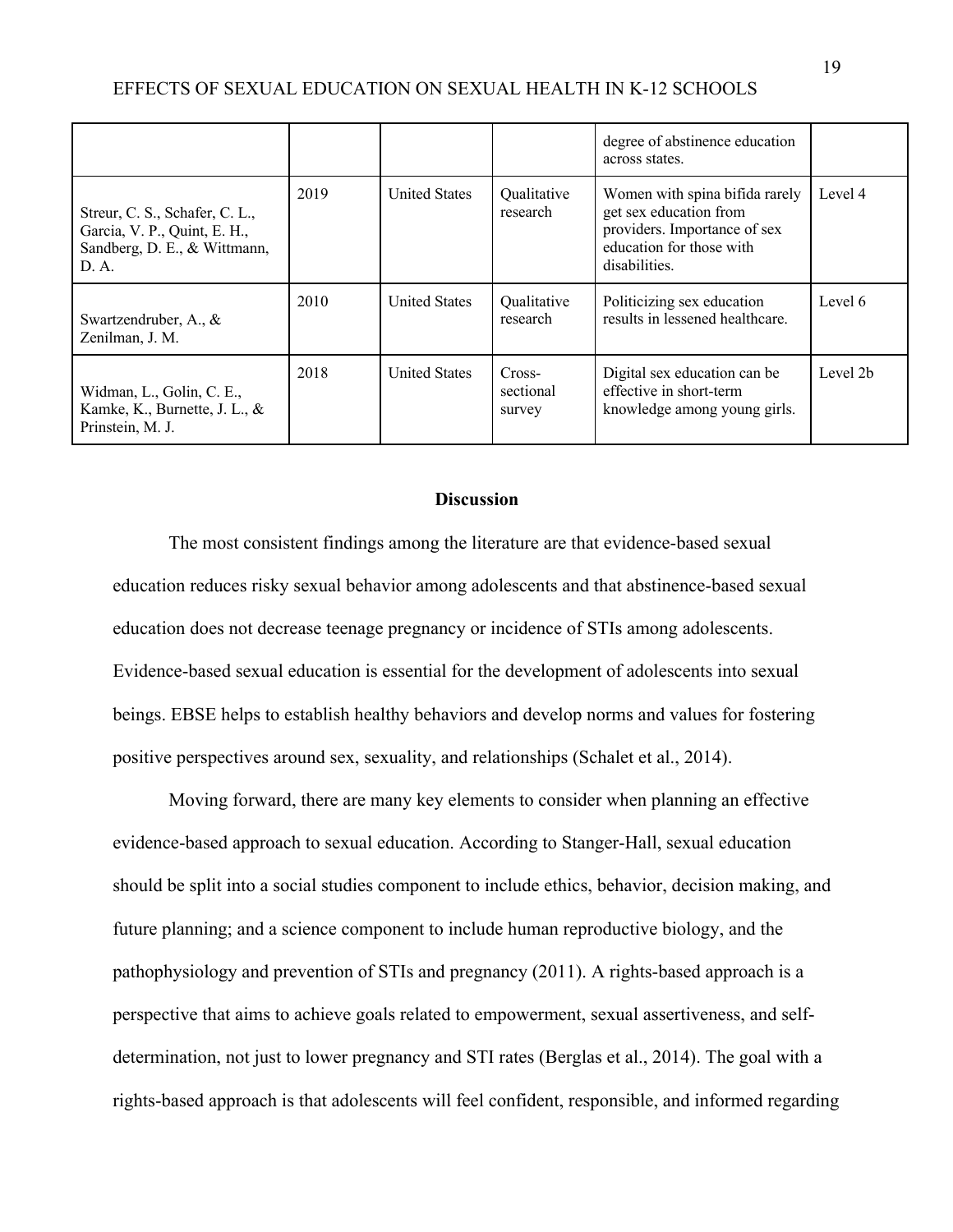| | | | | degree of abstinence education across states. | |
|---|---|---|---|---|---|
| Streur, C. S., Schafer, C. L., Garcia, V. P., Quint, E. H., Sandberg, D. E., & Wittmann, D. A. | 2019 | United States | Qualitative research | Women with spina bifida rarely get sex education from providers. Importance of sex education for those with disabilities. | Level 4 |
| Swartzendruber, A., & Zenilman, J. M. | 2010 | United States | Qualitative research | Politicizing sex education results in lessened healthcare. | Level 6 |
| Widman, L., Golin, C. E., Kamke, K., Burnette, J. L., & Prinstein, M. J. | 2018 | United States | Cross-sectional survey | Digital sex education can be effective in short-term knowledge among young girls. | Level 2b |

## Discussion

The most consistent findings among the literature are that evidence-based sexual education reduces risky sexual behavior among adolescents and that abstinence-based sexual education does not decrease teenage pregnancy or incidence of STIs among adolescents. Evidence-based sexual education is essential for the development of adolescents into sexual beings. EBSE helps to establish healthy behaviors and develop norms and values for fostering positive perspectives around sex, sexuality, and relationships (Schalet et al., 2014).

Moving forward, there are many key elements to consider when planning an effective evidence-based approach to sexual education. According to Stanger-Hall, sexual education should be split into a social studies component to include ethics, behavior, decision making, and future planning; and a science component to include human reproductive biology, and the pathophysiology and prevention of STIs and pregnancy (2011). A rights-based approach is a perspective that aims to achieve goals related to empowerment, sexual assertiveness, and self-determination, not just to lower pregnancy and STI rates (Berglas et al., 2014). The goal with a rights-based approach is that adolescents will feel confident, responsible, and informed regarding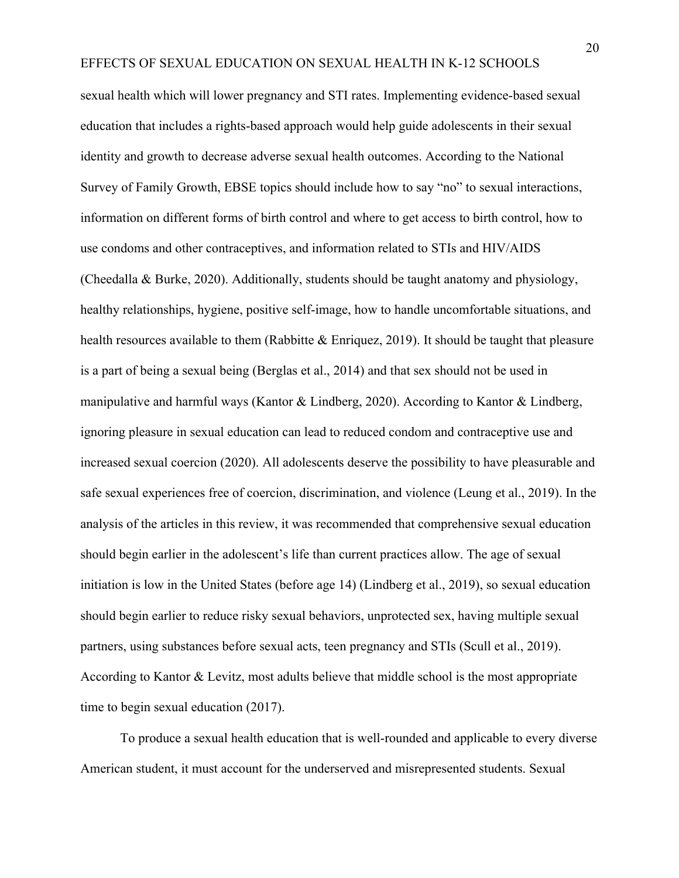sexual health which will lower pregnancy and STI rates. Implementing evidence-based sexual education that includes a rights-based approach would help guide adolescents in their sexual identity and growth to decrease adverse sexual health outcomes. According to the National Survey of Family Growth, EBSE topics should include how to say "no" to sexual interactions, information on different forms of birth control and where to get access to birth control, how to use condoms and other contraceptives, and information related to STIs and HIV/AIDS (Cheedalla & Burke, 2020). Additionally, students should be taught anatomy and physiology, healthy relationships, hygiene, positive self-image, how to handle uncomfortable situations, and health resources available to them (Rabbitte & Enriquez, 2019). It should be taught that pleasure is a part of being a sexual being (Berglas et al., 2014) and that sex should not be used in manipulative and harmful ways (Kantor & Lindberg, 2020). According to Kantor & Lindberg, ignoring pleasure in sexual education can lead to reduced condom and contraceptive use and increased sexual coercion (2020). All adolescents deserve the possibility to have pleasurable and safe sexual experiences free of coercion, discrimination, and violence (Leung et al., 2019). In the analysis of the articles in this review, it was recommended that comprehensive sexual education should begin earlier in the adolescent's life than current practices allow. The age of sexual initiation is low in the United States (before age 14) (Lindberg et al., 2019), so sexual education should begin earlier to reduce risky sexual behaviors, unprotected sex, having multiple sexual partners, using substances before sexual acts, teen pregnancy and STIs (Scull et al., 2019). According to Kantor & Levitz, most adults believe that middle school is the most appropriate time to begin sexual education (2017).

To produce a sexual health education that is well-rounded and applicable to every diverse American student, it must account for the underserved and misrepresented students. Sexual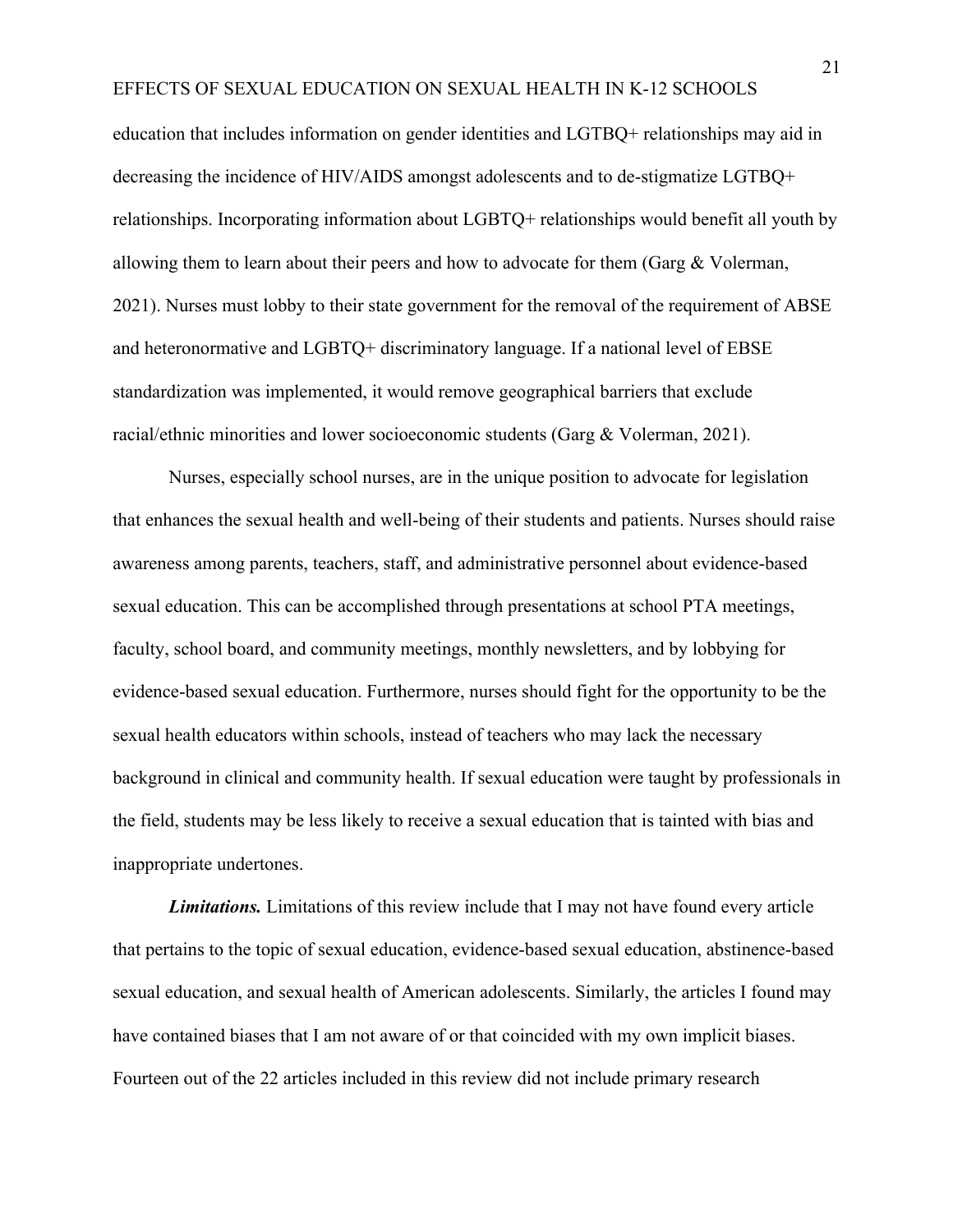education that includes information on gender identities and LGTBQ+ relationships may aid in decreasing the incidence of HIV/AIDS amongst adolescents and to de-stigmatize LGTBQ+ relationships. Incorporating information about LGBTQ+ relationships would benefit all youth by allowing them to learn about their peers and how to advocate for them (Garg & Volerman, 2021). Nurses must lobby to their state government for the removal of the requirement of ABSE and heteronormative and LGBTQ+ discriminatory language. If a national level of EBSE standardization was implemented, it would remove geographical barriers that exclude racial/ethnic minorities and lower socioeconomic students (Garg & Volerman, 2021).

Nurses, especially school nurses, are in the unique position to advocate for legislation that enhances the sexual health and well-being of their students and patients. Nurses should raise awareness among parents, teachers, staff, and administrative personnel about evidence-based sexual education. This can be accomplished through presentations at school PTA meetings, faculty, school board, and community meetings, monthly newsletters, and by lobbying for evidence-based sexual education. Furthermore, nurses should fight for the opportunity to be the sexual health educators within schools, instead of teachers who may lack the necessary background in clinical and community health. If sexual education were taught by professionals in the field, students may be less likely to receive a sexual education that is tainted with bias and inappropriate undertones.

***Limitations.*** Limitations of this review include that I may not have found every article that pertains to the topic of sexual education, evidence-based sexual education, abstinence-based sexual education, and sexual health of American adolescents. Similarly, the articles I found may have contained biases that I am not aware of or that coincided with my own implicit biases. Fourteen out of the 22 articles included in this review did not include primary research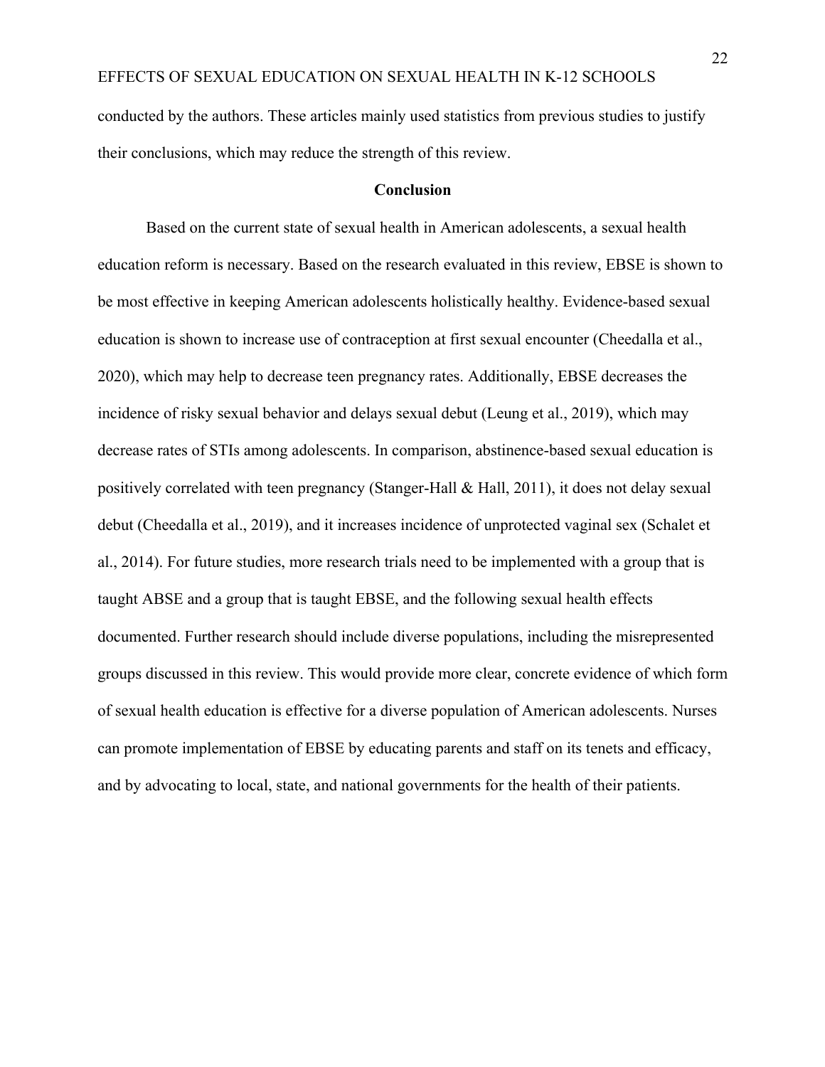conducted by the authors. These articles mainly used statistics from previous studies to justify their conclusions, which may reduce the strength of this review.

## Conclusion

Based on the current state of sexual health in American adolescents, a sexual health education reform is necessary. Based on the research evaluated in this review, EBSE is shown to be most effective in keeping American adolescents holistically healthy. Evidence-based sexual education is shown to increase use of contraception at first sexual encounter (Cheedalla et al., 2020), which may help to decrease teen pregnancy rates. Additionally, EBSE decreases the incidence of risky sexual behavior and delays sexual debut (Leung et al., 2019), which may decrease rates of STIs among adolescents. In comparison, abstinence-based sexual education is positively correlated with teen pregnancy (Stanger-Hall & Hall, 2011), it does not delay sexual debut (Cheedalla et al., 2019), and it increases incidence of unprotected vaginal sex (Schalet et al., 2014). For future studies, more research trials need to be implemented with a group that is taught ABSE and a group that is taught EBSE, and the following sexual health effects documented. Further research should include diverse populations, including the misrepresented groups discussed in this review. This would provide more clear, concrete evidence of which form of sexual health education is effective for a diverse population of American adolescents. Nurses can promote implementation of EBSE by educating parents and staff on its tenets and efficacy, and by advocating to local, state, and national governments for the health of their patients.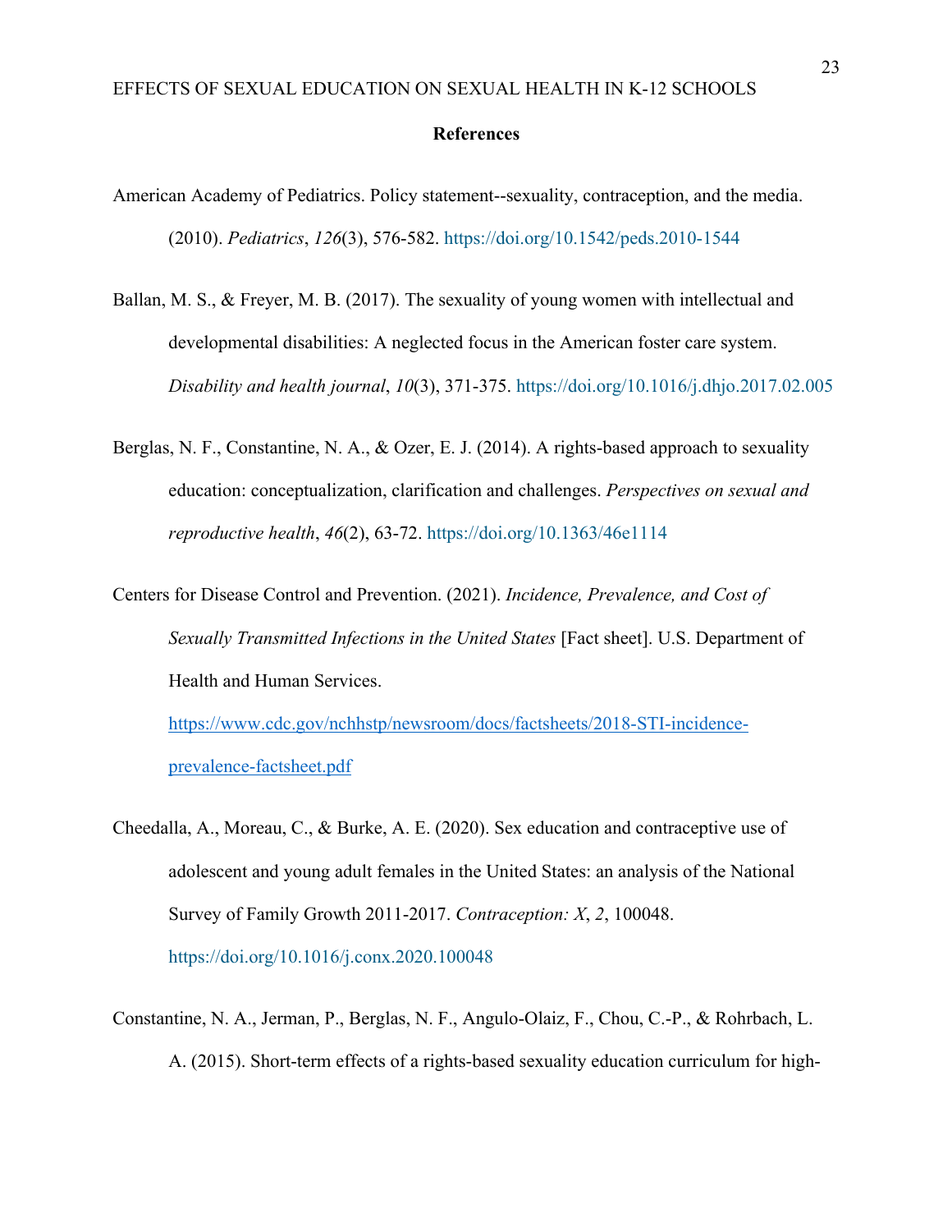## References

American Academy of Pediatrics. Policy statement--sexuality, contraception, and the media. (2010). *Pediatrics*, *126*(3), 576-582. https://doi.org/10.1542/peds.2010-1544

Ballan, M. S., & Freyer, M. B. (2017). The sexuality of young women with intellectual and developmental disabilities: A neglected focus in the American foster care system. *Disability and health journal*, *10*(3), 371-375. https://doi.org/10.1016/j.dhjo.2017.02.005

Berglas, N. F., Constantine, N. A., & Ozer, E. J. (2014). A rights-based approach to sexuality education: conceptualization, clarification and challenges. *Perspectives on sexual and reproductive health*, *46*(2), 63-72. https://doi.org/10.1363/46e1114

Centers for Disease Control and Prevention. (2021). *Incidence, Prevalence, and Cost of Sexually Transmitted Infections in the United States* [Fact sheet]. U.S. Department of Health and Human Services. https://www.cdc.gov/nchhstp/newsroom/docs/factsheets/2018-STI-incidence-prevalence-factsheet.pdf

Cheedalla, A., Moreau, C., & Burke, A. E. (2020). Sex education and contraceptive use of adolescent and young adult females in the United States: an analysis of the National Survey of Family Growth 2011-2017. *Contraception: X*, *2*, 100048. https://doi.org/10.1016/j.conx.2020.100048

Constantine, N. A., Jerman, P., Berglas, N. F., Angulo-Olaiz, F., Chou, C.-P., & Rohrbach, L. A. (2015). Short-term effects of a rights-based sexuality education curriculum for high-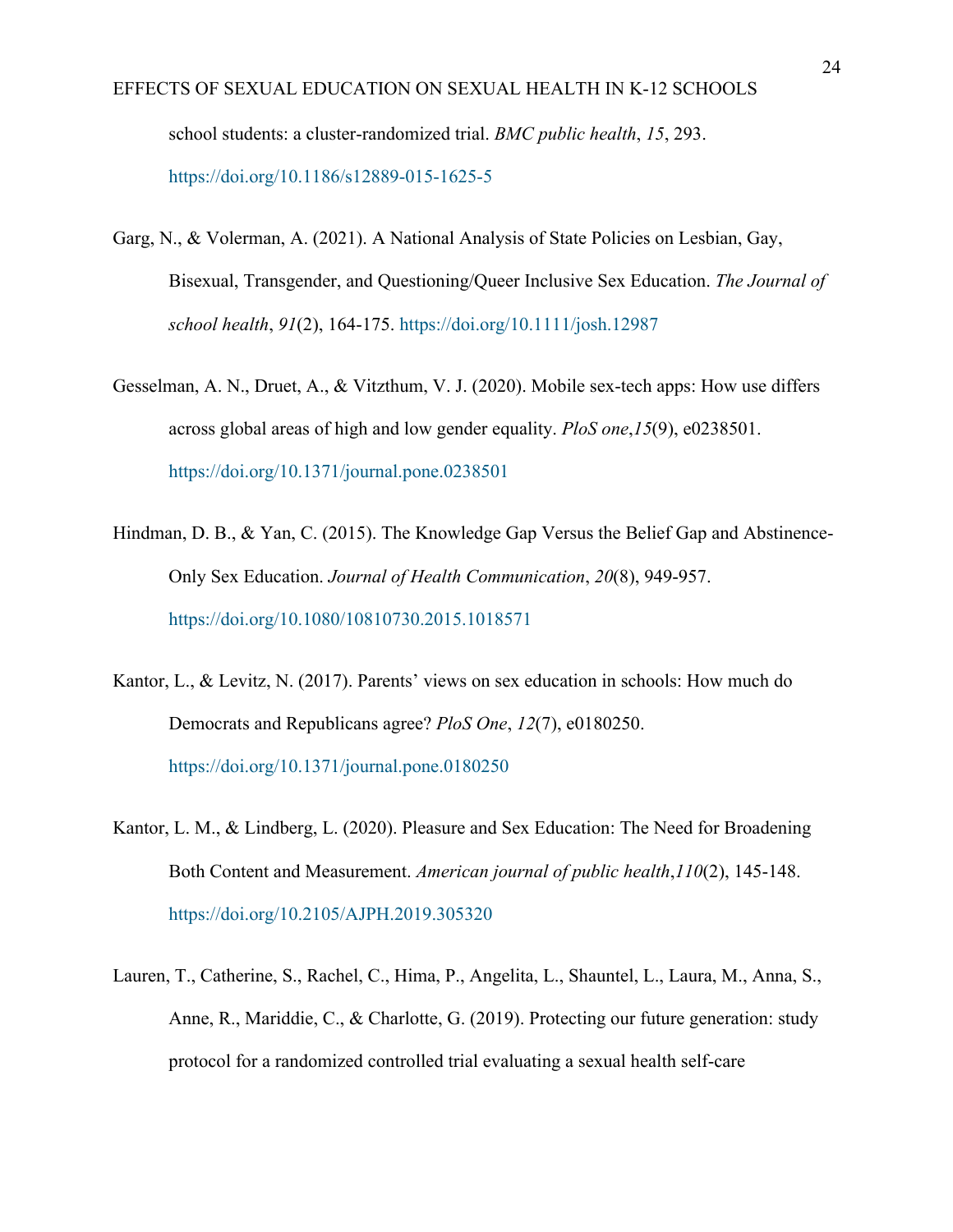school students: a cluster-randomized trial. *BMC public health*, *15*, 293. https://doi.org/10.1186/s12889-015-1625-5

Garg, N., & Volerman, A. (2021). A National Analysis of State Policies on Lesbian, Gay, Bisexual, Transgender, and Questioning/Queer Inclusive Sex Education. *The Journal of school health*, *91*(2), 164-175. https://doi.org/10.1111/josh.12987

Gesselman, A. N., Druet, A., & Vitzthum, V. J. (2020). Mobile sex-tech apps: How use differs across global areas of high and low gender equality. *PloS one*,*15*(9), e0238501. https://doi.org/10.1371/journal.pone.0238501

Hindman, D. B., & Yan, C. (2015). The Knowledge Gap Versus the Belief Gap and Abstinence-Only Sex Education. *Journal of Health Communication*, *20*(8), 949-957. https://doi.org/10.1080/10810730.2015.1018571

Kantor, L., & Levitz, N. (2017). Parents' views on sex education in schools: How much do Democrats and Republicans agree? *PloS One*, *12*(7), e0180250. https://doi.org/10.1371/journal.pone.0180250

Kantor, L. M., & Lindberg, L. (2020). Pleasure and Sex Education: The Need for Broadening Both Content and Measurement. *American journal of public health*,*110*(2), 145-148. https://doi.org/10.2105/AJPH.2019.305320

Lauren, T., Catherine, S., Rachel, C., Hima, P., Angelita, L., Shauntel, L., Laura, M., Anna, S., Anne, R., Mariddie, C., & Charlotte, G. (2019). Protecting our future generation: study protocol for a randomized controlled trial evaluating a sexual health self-care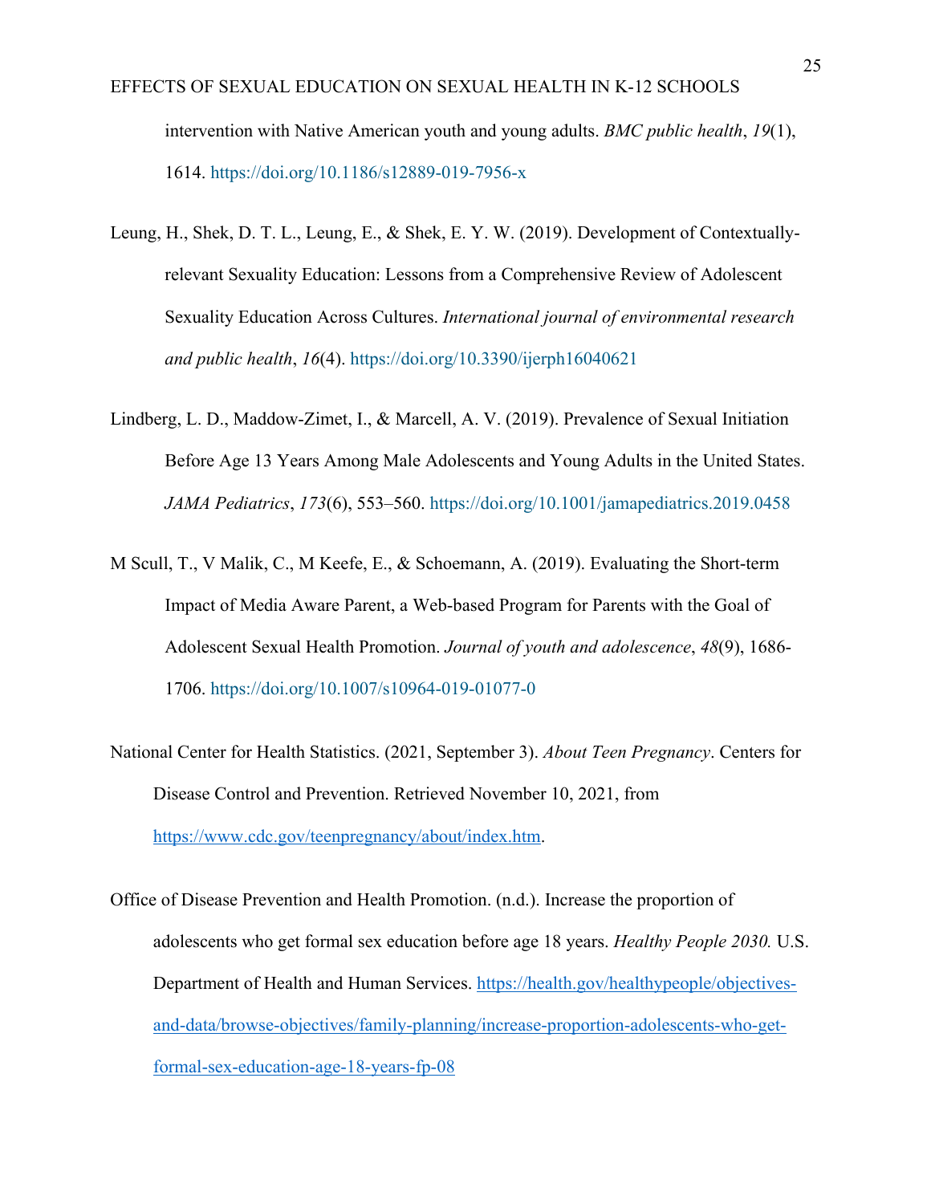intervention with Native American youth and young adults. *BMC public health*, *19*(1), 1614. https://doi.org/10.1186/s12889-019-7956-x

Leung, H., Shek, D. T. L., Leung, E., & Shek, E. Y. W. (2019). Development of Contextually-relevant Sexuality Education: Lessons from a Comprehensive Review of Adolescent Sexuality Education Across Cultures. *International journal of environmental research and public health*, *16*(4). https://doi.org/10.3390/ijerph16040621

Lindberg, L. D., Maddow-Zimet, I., & Marcell, A. V. (2019). Prevalence of Sexual Initiation Before Age 13 Years Among Male Adolescents and Young Adults in the United States. *JAMA Pediatrics*, *173*(6), 553–560. https://doi.org/10.1001/jamapediatrics.2019.0458

M Scull, T., V Malik, C., M Keefe, E., & Schoemann, A. (2019). Evaluating the Short-term Impact of Media Aware Parent, a Web-based Program for Parents with the Goal of Adolescent Sexual Health Promotion. *Journal of youth and adolescence*, *48*(9), 1686-1706. https://doi.org/10.1007/s10964-019-01077-0

National Center for Health Statistics. (2021, September 3). *About Teen Pregnancy*. Centers for Disease Control and Prevention. Retrieved November 10, 2021, from https://www.cdc.gov/teenpregnancy/about/index.htm.

Office of Disease Prevention and Health Promotion. (n.d.). Increase the proportion of adolescents who get formal sex education before age 18 years. *Healthy People 2030.* U.S. Department of Health and Human Services. https://health.gov/healthypeople/objectives-and-data/browse-objectives/family-planning/increase-proportion-adolescents-who-get-formal-sex-education-age-18-years-fp-08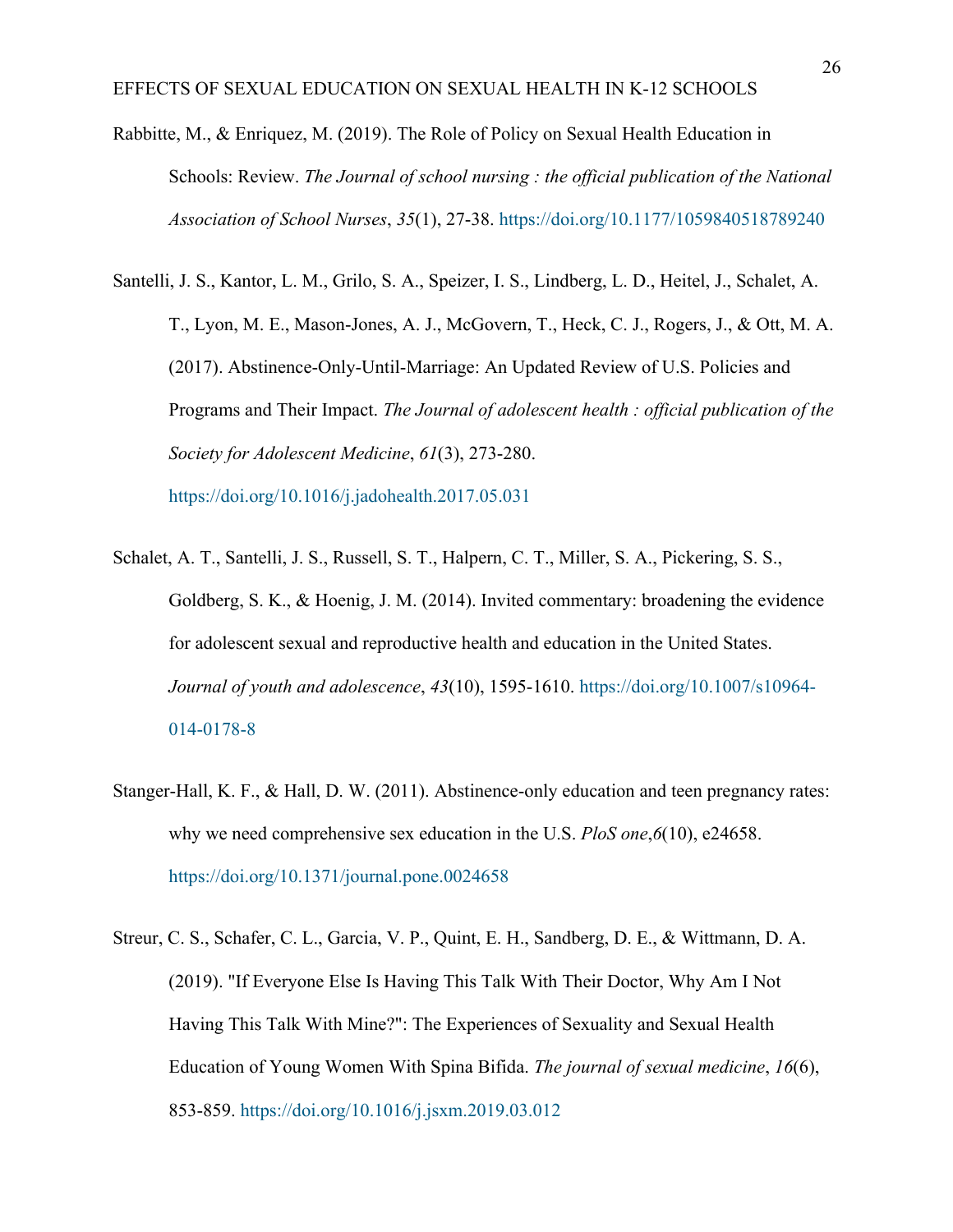Rabbitte, M., & Enriquez, M. (2019). The Role of Policy on Sexual Health Education in Schools: Review. *The Journal of school nursing : the official publication of the National Association of School Nurses*, *35*(1), 27-38. https://doi.org/10.1177/1059840518789240

Santelli, J. S., Kantor, L. M., Grilo, S. A., Speizer, I. S., Lindberg, L. D., Heitel, J., Schalet, A. T., Lyon, M. E., Mason-Jones, A. J., McGovern, T., Heck, C. J., Rogers, J., & Ott, M. A. (2017). Abstinence-Only-Until-Marriage: An Updated Review of U.S. Policies and Programs and Their Impact. *The Journal of adolescent health : official publication of the Society for Adolescent Medicine*, *61*(3), 273-280. https://doi.org/10.1016/j.jadohealth.2017.05.031

Schalet, A. T., Santelli, J. S., Russell, S. T., Halpern, C. T., Miller, S. A., Pickering, S. S., Goldberg, S. K., & Hoenig, J. M. (2014). Invited commentary: broadening the evidence for adolescent sexual and reproductive health and education in the United States. *Journal of youth and adolescence*, *43*(10), 1595-1610. https://doi.org/10.1007/s10964-014-0178-8

Stanger-Hall, K. F., & Hall, D. W. (2011). Abstinence-only education and teen pregnancy rates: why we need comprehensive sex education in the U.S. *PloS one*,*6*(10), e24658. https://doi.org/10.1371/journal.pone.0024658

Streur, C. S., Schafer, C. L., Garcia, V. P., Quint, E. H., Sandberg, D. E., & Wittmann, D. A. (2019). "If Everyone Else Is Having This Talk With Their Doctor, Why Am I Not Having This Talk With Mine?": The Experiences of Sexuality and Sexual Health Education of Young Women With Spina Bifida. *The journal of sexual medicine*, *16*(6), 853-859. https://doi.org/10.1016/j.jsxm.2019.03.012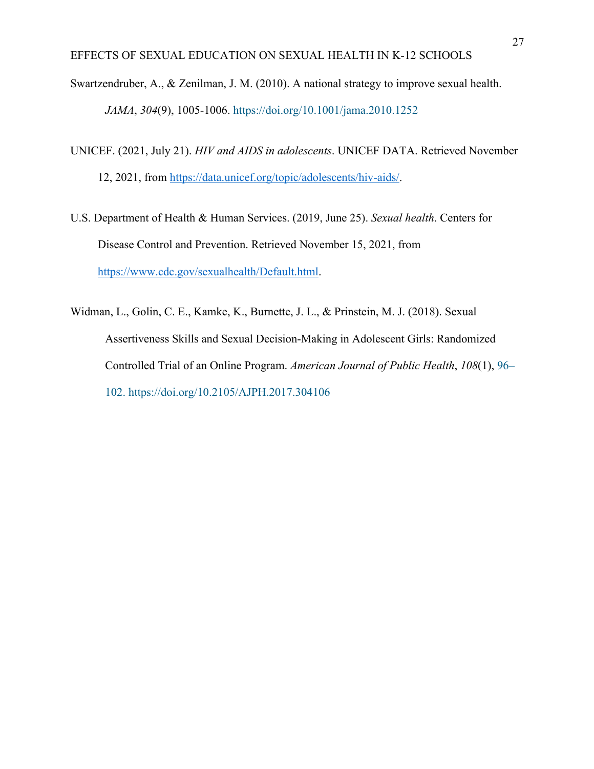Swartzendruber, A., & Zenilman, J. M. (2010). A national strategy to improve sexual health. *JAMA*, *304*(9), 1005-1006. https://doi.org/10.1001/jama.2010.1252

UNICEF. (2021, July 21). *HIV and AIDS in adolescents*. UNICEF DATA. Retrieved November 12, 2021, from https://data.unicef.org/topic/adolescents/hiv-aids/.

U.S. Department of Health & Human Services. (2019, June 25). *Sexual health*. Centers for Disease Control and Prevention. Retrieved November 15, 2021, from https://www.cdc.gov/sexualhealth/Default.html.

Widman, L., Golin, C. E., Kamke, K., Burnette, J. L., & Prinstein, M. J. (2018). Sexual Assertiveness Skills and Sexual Decision-Making in Adolescent Girls: Randomized Controlled Trial of an Online Program. *American Journal of Public Health*, *108*(1), 96–102. https://doi.org/10.2105/AJPH.2017.304106